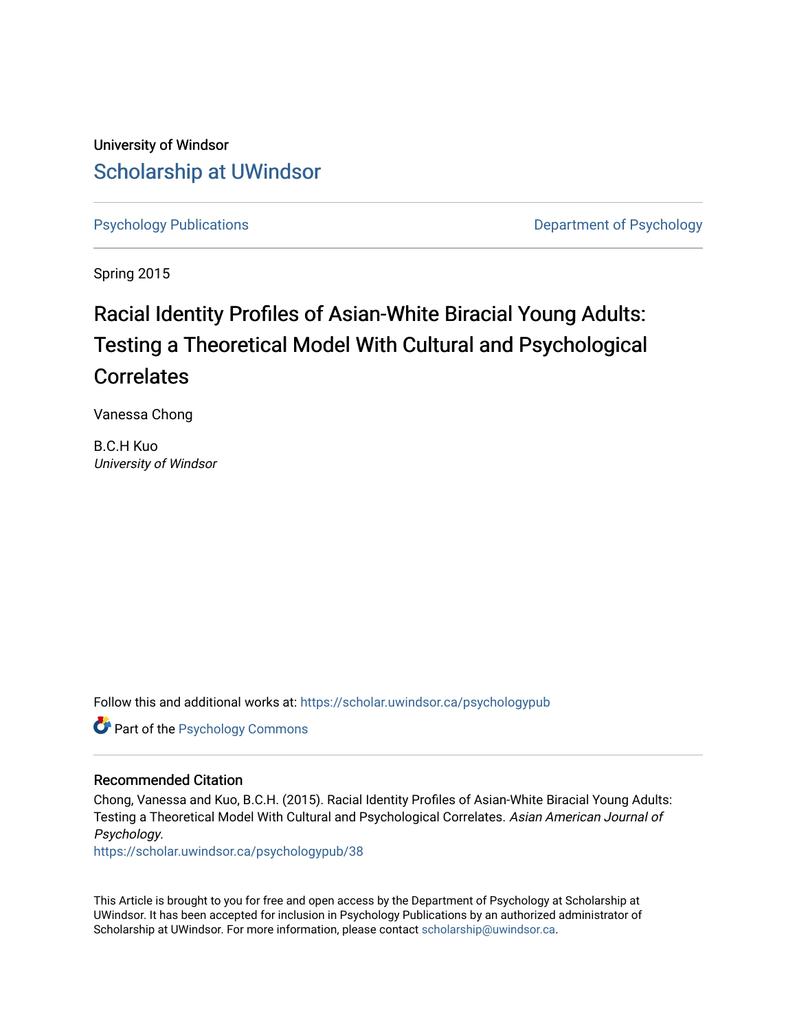University of Windsor

Scholarship at UWindsor

Psychology Publications

Department of Psychology

Spring 2015

# Racial Identity Profiles of Asian-White Biracial Young Adults: Testing a Theoretical Model With Cultural and Psychological Correlates

Vanessa Chong

B.C.H Kuo
*University of Windsor*

Follow this and additional works at: https://scholar.uwindsor.ca/psychologypub

Part of the Psychology Commons

## Recommended Citation

Chong, Vanessa and Kuo, B.C.H. (2015). Racial Identity Profiles of Asian-White Biracial Young Adults: Testing a Theoretical Model With Cultural and Psychological Correlates. *Asian American Journal of Psychology*.
https://scholar.uwindsor.ca/psychologypub/38

This Article is brought to you for free and open access by the Department of Psychology at Scholarship at UWindsor. It has been accepted for inclusion in Psychology Publications by an authorized administrator of Scholarship at UWindsor. For more information, please contact scholarship@uwindsor.ca.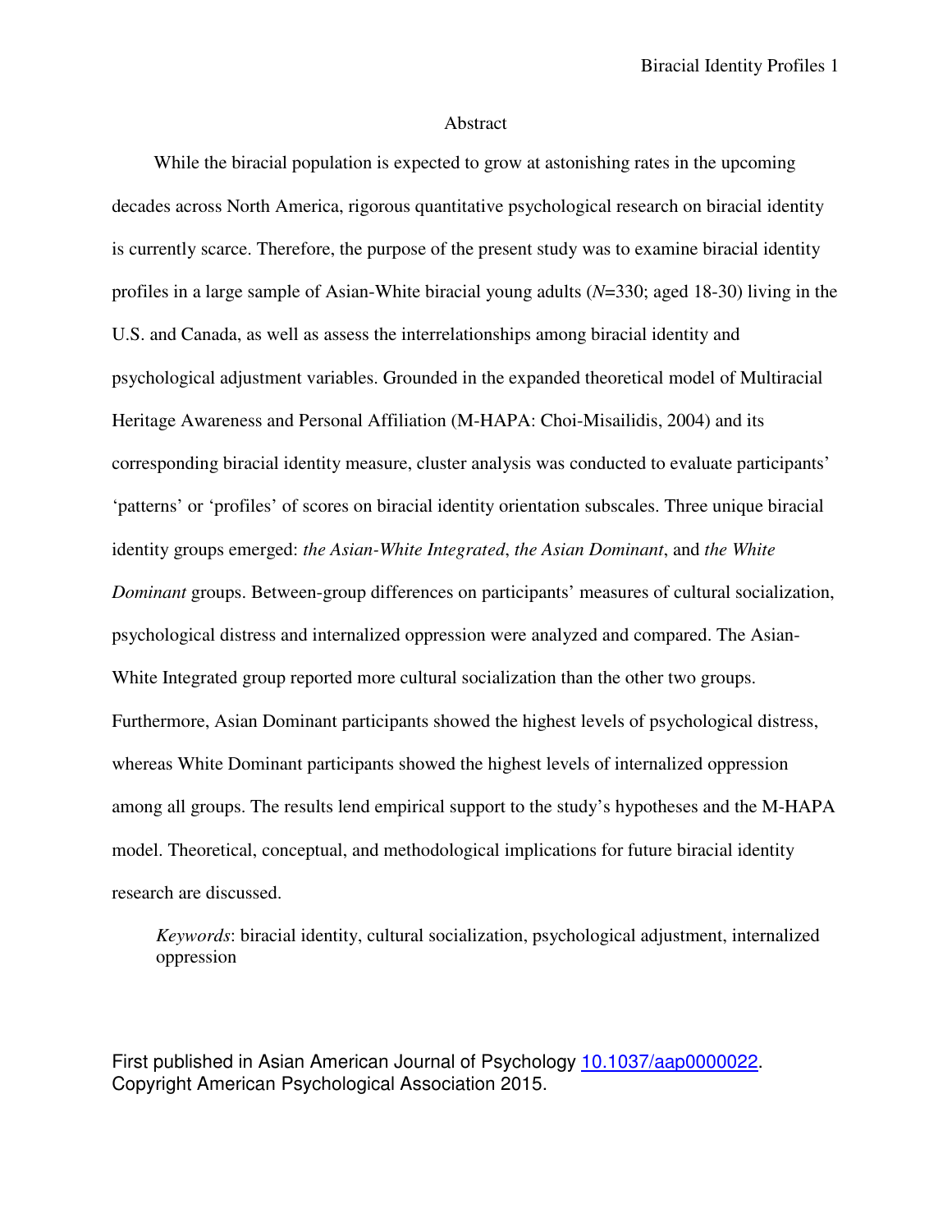# Abstract

While the biracial population is expected to grow at astonishing rates in the upcoming decades across North America, rigorous quantitative psychological research on biracial identity is currently scarce. Therefore, the purpose of the present study was to examine biracial identity profiles in a large sample of Asian-White biracial young adults (*N*=330; aged 18-30) living in the U.S. and Canada, as well as assess the interrelationships among biracial identity and psychological adjustment variables. Grounded in the expanded theoretical model of Multiracial Heritage Awareness and Personal Affiliation (M-HAPA: Choi-Misailidis, 2004) and its corresponding biracial identity measure, cluster analysis was conducted to evaluate participants' 'patterns' or 'profiles' of scores on biracial identity orientation subscales. Three unique biracial identity groups emerged: *the Asian-White Integrated*, *the Asian Dominant*, and *the White Dominant* groups. Between-group differences on participants' measures of cultural socialization, psychological distress and internalized oppression were analyzed and compared. The Asian-White Integrated group reported more cultural socialization than the other two groups. Furthermore, Asian Dominant participants showed the highest levels of psychological distress, whereas White Dominant participants showed the highest levels of internalized oppression among all groups. The results lend empirical support to the study's hypotheses and the M-HAPA model. Theoretical, conceptual, and methodological implications for future biracial identity research are discussed.

*Keywords*: biracial identity, cultural socialization, psychological adjustment, internalized oppression

First published in Asian American Journal of Psychology [10.1037/aap0000022](https://doi.org/10.1037/aap0000022). Copyright American Psychological Association 2015.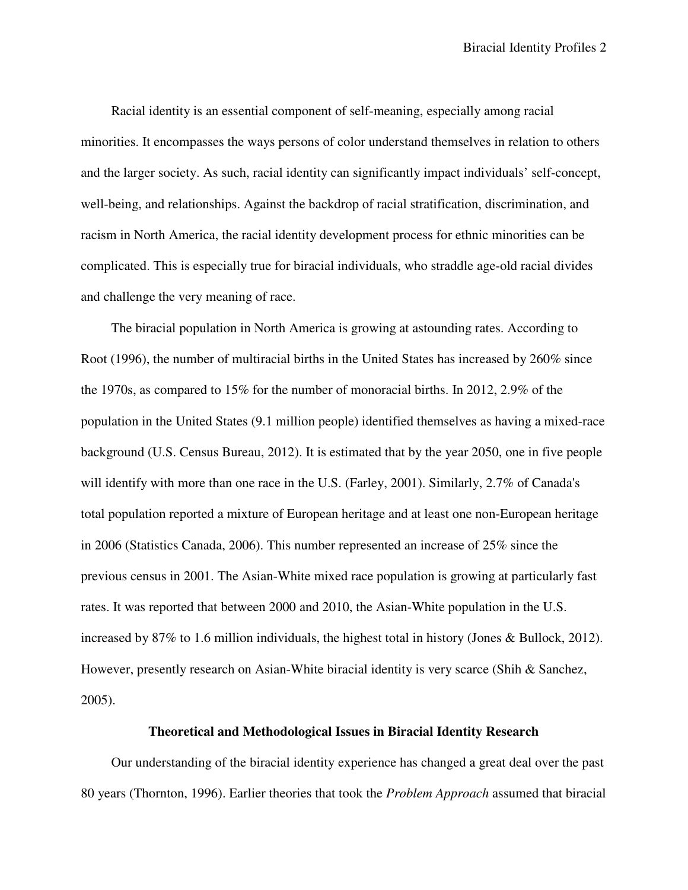Racial identity is an essential component of self-meaning, especially among racial minorities. It encompasses the ways persons of color understand themselves in relation to others and the larger society. As such, racial identity can significantly impact individuals' self-concept, well-being, and relationships. Against the backdrop of racial stratification, discrimination, and racism in North America, the racial identity development process for ethnic minorities can be complicated. This is especially true for biracial individuals, who straddle age-old racial divides and challenge the very meaning of race.

The biracial population in North America is growing at astounding rates. According to Root (1996), the number of multiracial births in the United States has increased by 260% since the 1970s, as compared to 15% for the number of monoracial births. In 2012, 2.9% of the population in the United States (9.1 million people) identified themselves as having a mixed-race background (U.S. Census Bureau, 2012). It is estimated that by the year 2050, one in five people will identify with more than one race in the U.S. (Farley, 2001). Similarly, 2.7% of Canada's total population reported a mixture of European heritage and at least one non-European heritage in 2006 (Statistics Canada, 2006). This number represented an increase of 25% since the previous census in 2001. The Asian-White mixed race population is growing at particularly fast rates. It was reported that between 2000 and 2010, the Asian-White population in the U.S. increased by 87% to 1.6 million individuals, the highest total in history (Jones & Bullock, 2012). However, presently research on Asian-White biracial identity is very scarce (Shih & Sanchez, 2005).

## Theoretical and Methodological Issues in Biracial Identity Research

Our understanding of the biracial identity experience has changed a great deal over the past 80 years (Thornton, 1996). Earlier theories that took the *Problem Approach* assumed that biracial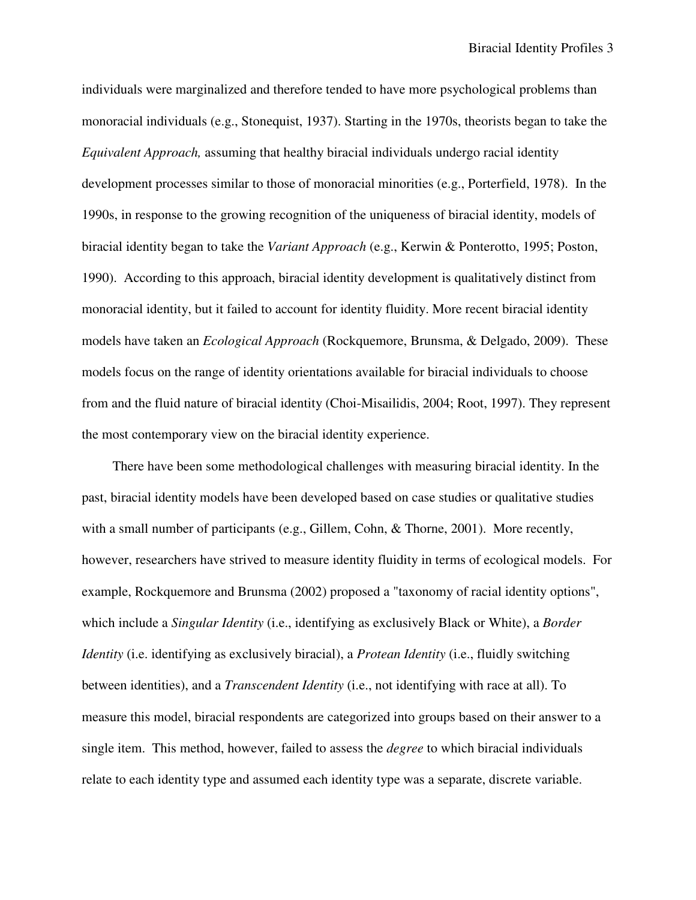individuals were marginalized and therefore tended to have more psychological problems than monoracial individuals (e.g., Stonequist, 1937). Starting in the 1970s, theorists began to take the *Equivalent Approach,* assuming that healthy biracial individuals undergo racial identity development processes similar to those of monoracial minorities (e.g., Porterfield, 1978). In the 1990s, in response to the growing recognition of the uniqueness of biracial identity, models of biracial identity began to take the *Variant Approach* (e.g., Kerwin & Ponterotto, 1995; Poston, 1990). According to this approach, biracial identity development is qualitatively distinct from monoracial identity, but it failed to account for identity fluidity. More recent biracial identity models have taken an *Ecological Approach* (Rockquemore, Brunsma, & Delgado, 2009). These models focus on the range of identity orientations available for biracial individuals to choose from and the fluid nature of biracial identity (Choi-Misailidis, 2004; Root, 1997). They represent the most contemporary view on the biracial identity experience.

There have been some methodological challenges with measuring biracial identity. In the past, biracial identity models have been developed based on case studies or qualitative studies with a small number of participants (e.g., Gillem, Cohn, & Thorne, 2001). More recently, however, researchers have strived to measure identity fluidity in terms of ecological models. For example, Rockquemore and Brunsma (2002) proposed a "taxonomy of racial identity options", which include a *Singular Identity* (i.e., identifying as exclusively Black or White), a *Border Identity* (i.e. identifying as exclusively biracial), a *Protean Identity* (i.e., fluidly switching between identities), and a *Transcendent Identity* (i.e., not identifying with race at all). To measure this model, biracial respondents are categorized into groups based on their answer to a single item. This method, however, failed to assess the *degree* to which biracial individuals relate to each identity type and assumed each identity type was a separate, discrete variable.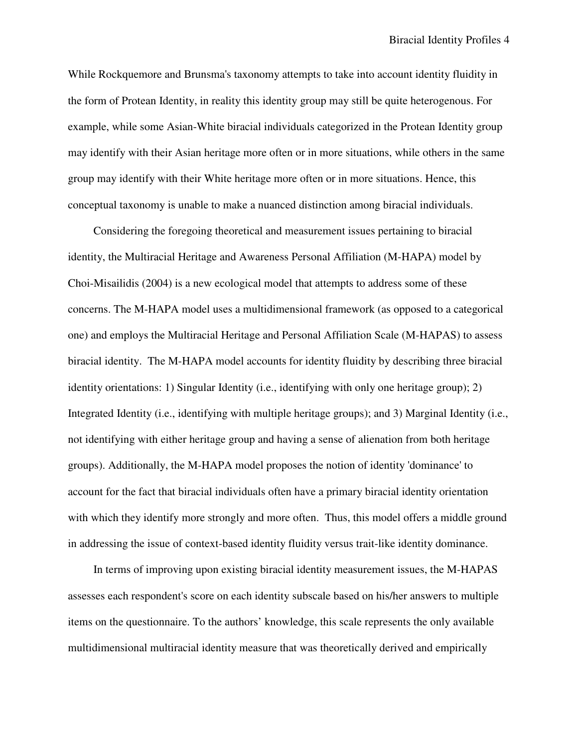While Rockquemore and Brunsma's taxonomy attempts to take into account identity fluidity in the form of Protean Identity, in reality this identity group may still be quite heterogenous. For example, while some Asian-White biracial individuals categorized in the Protean Identity group may identify with their Asian heritage more often or in more situations, while others in the same group may identify with their White heritage more often or in more situations. Hence, this conceptual taxonomy is unable to make a nuanced distinction among biracial individuals.

Considering the foregoing theoretical and measurement issues pertaining to biracial identity, the Multiracial Heritage and Awareness Personal Affiliation (M-HAPA) model by Choi-Misailidis (2004) is a new ecological model that attempts to address some of these concerns. The M-HAPA model uses a multidimensional framework (as opposed to a categorical one) and employs the Multiracial Heritage and Personal Affiliation Scale (M-HAPAS) to assess biracial identity. The M-HAPA model accounts for identity fluidity by describing three biracial identity orientations: 1) Singular Identity (i.e., identifying with only one heritage group); 2) Integrated Identity (i.e., identifying with multiple heritage groups); and 3) Marginal Identity (i.e., not identifying with either heritage group and having a sense of alienation from both heritage groups). Additionally, the M-HAPA model proposes the notion of identity 'dominance' to account for the fact that biracial individuals often have a primary biracial identity orientation with which they identify more strongly and more often. Thus, this model offers a middle ground in addressing the issue of context-based identity fluidity versus trait-like identity dominance.

In terms of improving upon existing biracial identity measurement issues, the M-HAPAS assesses each respondent's score on each identity subscale based on his/her answers to multiple items on the questionnaire. To the authors' knowledge, this scale represents the only available multidimensional multiracial identity measure that was theoretically derived and empirically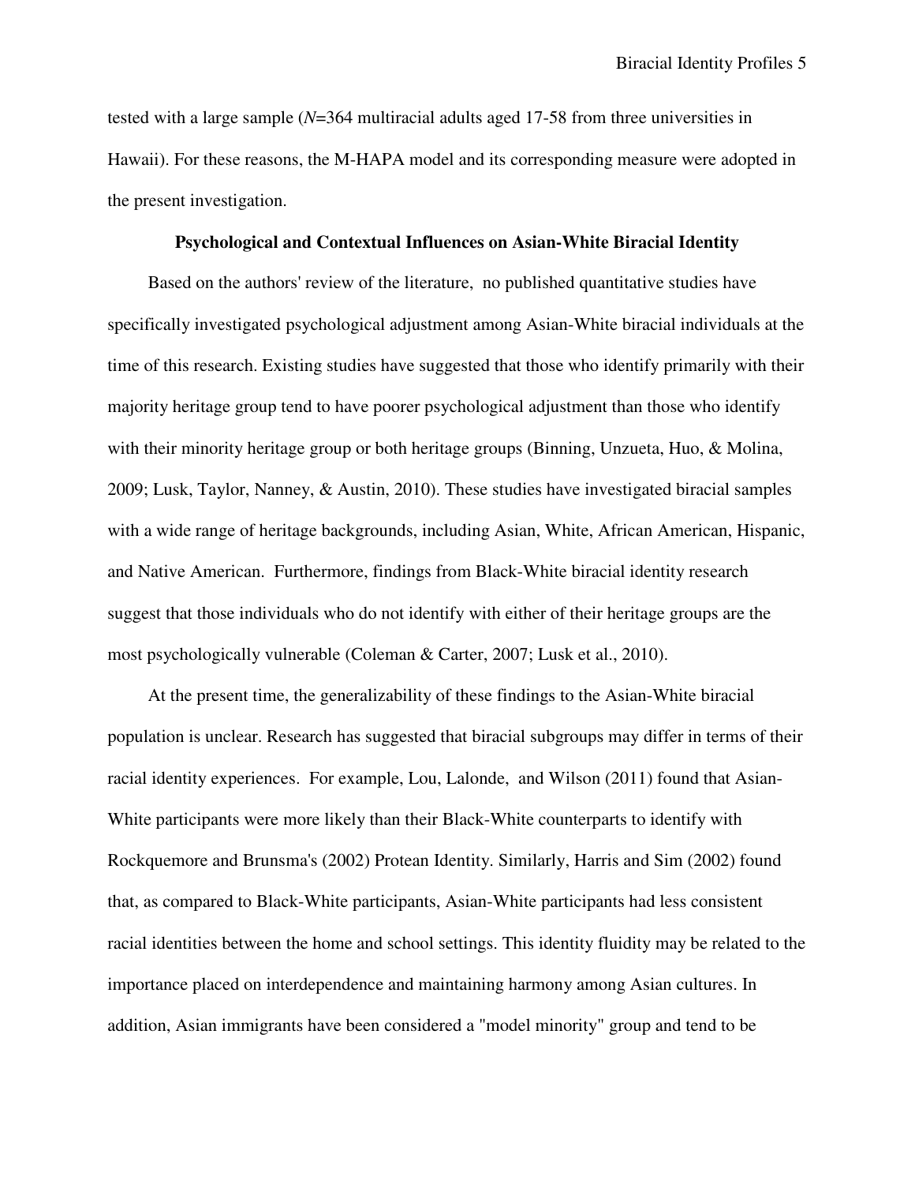tested with a large sample (*N*=364 multiracial adults aged 17-58 from three universities in Hawaii). For these reasons, the M-HAPA model and its corresponding measure were adopted in the present investigation.

## Psychological and Contextual Influences on Asian-White Biracial Identity

Based on the authors' review of the literature, no published quantitative studies have specifically investigated psychological adjustment among Asian-White biracial individuals at the time of this research. Existing studies have suggested that those who identify primarily with their majority heritage group tend to have poorer psychological adjustment than those who identify with their minority heritage group or both heritage groups (Binning, Unzueta, Huo, & Molina, 2009; Lusk, Taylor, Nanney, & Austin, 2010). These studies have investigated biracial samples with a wide range of heritage backgrounds, including Asian, White, African American, Hispanic, and Native American. Furthermore, findings from Black-White biracial identity research suggest that those individuals who do not identify with either of their heritage groups are the most psychologically vulnerable (Coleman & Carter, 2007; Lusk et al., 2010).

At the present time, the generalizability of these findings to the Asian-White biracial population is unclear. Research has suggested that biracial subgroups may differ in terms of their racial identity experiences. For example, Lou, Lalonde, and Wilson (2011) found that Asian-White participants were more likely than their Black-White counterparts to identify with Rockquemore and Brunsma's (2002) Protean Identity. Similarly, Harris and Sim (2002) found that, as compared to Black-White participants, Asian-White participants had less consistent racial identities between the home and school settings. This identity fluidity may be related to the importance placed on interdependence and maintaining harmony among Asian cultures. In addition, Asian immigrants have been considered a "model minority" group and tend to be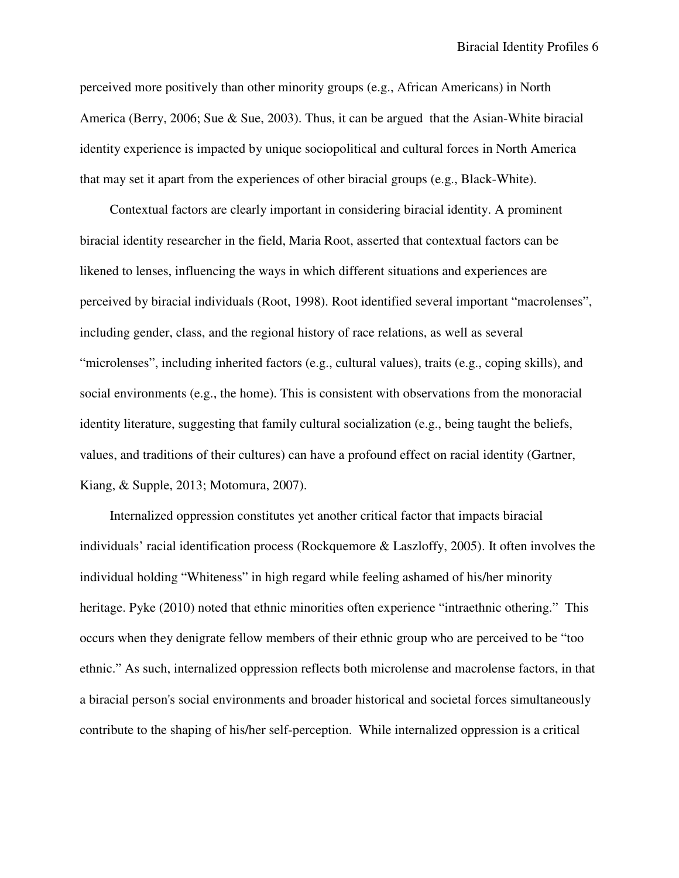perceived more positively than other minority groups (e.g., African Americans) in North America (Berry, 2006; Sue & Sue, 2003). Thus, it can be argued that the Asian-White biracial identity experience is impacted by unique sociopolitical and cultural forces in North America that may set it apart from the experiences of other biracial groups (e.g., Black-White).

Contextual factors are clearly important in considering biracial identity. A prominent biracial identity researcher in the field, Maria Root, asserted that contextual factors can be likened to lenses, influencing the ways in which different situations and experiences are perceived by biracial individuals (Root, 1998). Root identified several important "macrolenses", including gender, class, and the regional history of race relations, as well as several "microlenses", including inherited factors (e.g., cultural values), traits (e.g., coping skills), and social environments (e.g., the home). This is consistent with observations from the monoracial identity literature, suggesting that family cultural socialization (e.g., being taught the beliefs, values, and traditions of their cultures) can have a profound effect on racial identity (Gartner, Kiang, & Supple, 2013; Motomura, 2007).

Internalized oppression constitutes yet another critical factor that impacts biracial individuals' racial identification process (Rockquemore & Laszloffy, 2005). It often involves the individual holding "Whiteness" in high regard while feeling ashamed of his/her minority heritage. Pyke (2010) noted that ethnic minorities often experience "intraethnic othering." This occurs when they denigrate fellow members of their ethnic group who are perceived to be "too ethnic." As such, internalized oppression reflects both microlense and macrolense factors, in that a biracial person's social environments and broader historical and societal forces simultaneously contribute to the shaping of his/her self-perception. While internalized oppression is a critical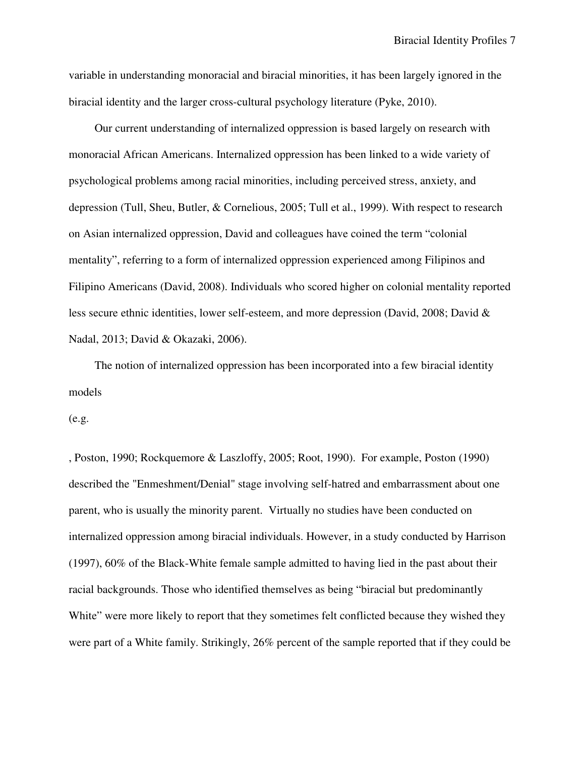variable in understanding monoracial and biracial minorities, it has been largely ignored in the biracial identity and the larger cross-cultural psychology literature (Pyke, 2010).

Our current understanding of internalized oppression is based largely on research with monoracial African Americans. Internalized oppression has been linked to a wide variety of psychological problems among racial minorities, including perceived stress, anxiety, and depression (Tull, Sheu, Butler, & Cornelious, 2005; Tull et al., 1999). With respect to research on Asian internalized oppression, David and colleagues have coined the term "colonial mentality", referring to a form of internalized oppression experienced among Filipinos and Filipino Americans (David, 2008). Individuals who scored higher on colonial mentality reported less secure ethnic identities, lower self-esteem, and more depression (David, 2008; David & Nadal, 2013; David & Okazaki, 2006).

The notion of internalized oppression has been incorporated into a few biracial identity models (e.g., Poston, 1990; Rockquemore & Laszloffy, 2005; Root, 1990). For example, Poston (1990) described the "Enmeshment/Denial" stage involving self-hatred and embarrassment about one parent, who is usually the minority parent. Virtually no studies have been conducted on internalized oppression among biracial individuals. However, in a study conducted by Harrison (1997), 60% of the Black-White female sample admitted to having lied in the past about their racial backgrounds. Those who identified themselves as being "biracial but predominantly White" were more likely to report that they sometimes felt conflicted because they wished they were part of a White family. Strikingly, 26% percent of the sample reported that if they could be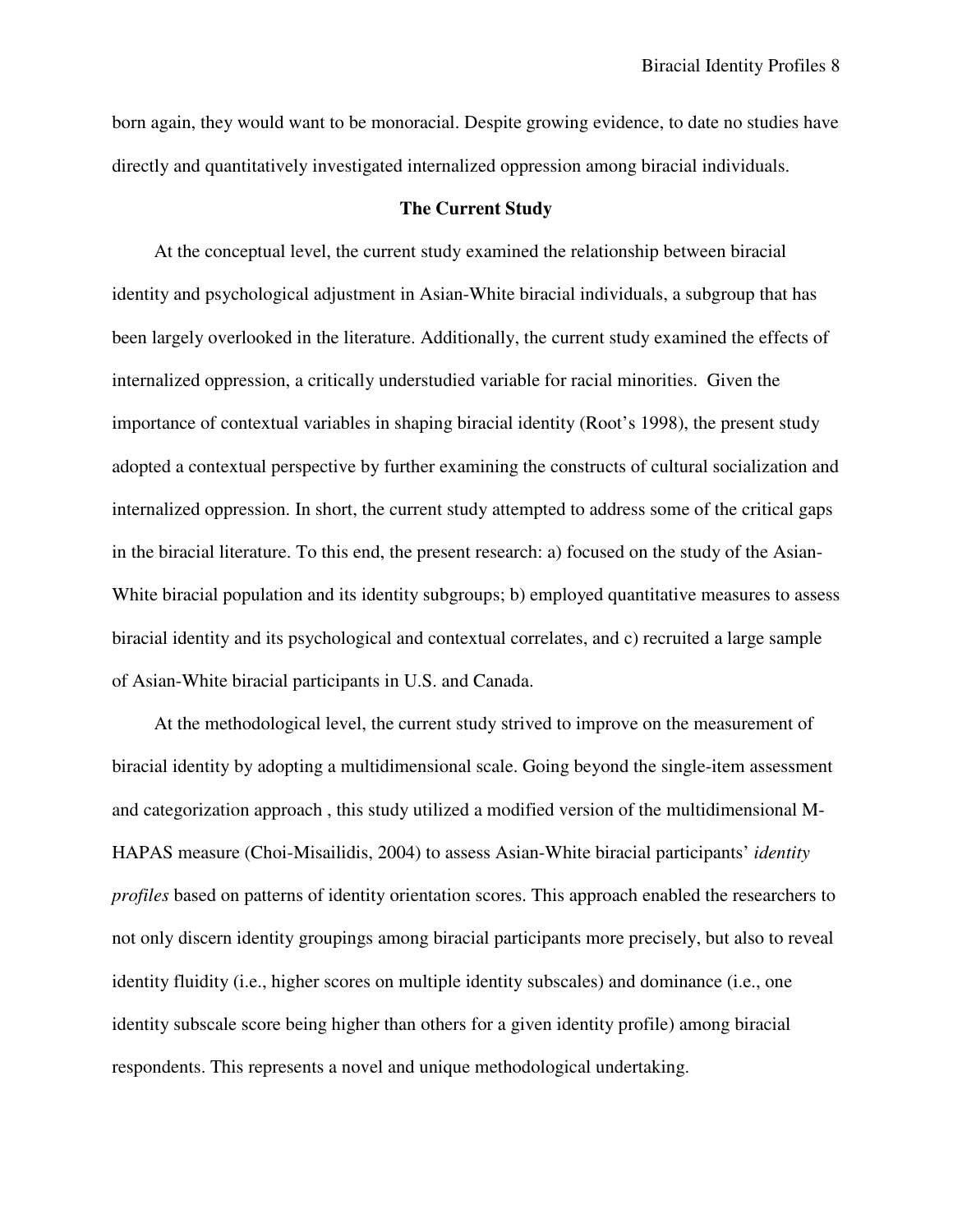born again, they would want to be monoracial. Despite growing evidence, to date no studies have directly and quantitatively investigated internalized oppression among biracial individuals.

## The Current Study

At the conceptual level, the current study examined the relationship between biracial identity and psychological adjustment in Asian-White biracial individuals, a subgroup that has been largely overlooked in the literature. Additionally, the current study examined the effects of internalized oppression, a critically understudied variable for racial minorities. Given the importance of contextual variables in shaping biracial identity (Root's 1998), the present study adopted a contextual perspective by further examining the constructs of cultural socialization and internalized oppression. In short, the current study attempted to address some of the critical gaps in the biracial literature. To this end, the present research: a) focused on the study of the Asian-White biracial population and its identity subgroups; b) employed quantitative measures to assess biracial identity and its psychological and contextual correlates, and c) recruited a large sample of Asian-White biracial participants in U.S. and Canada.

At the methodological level, the current study strived to improve on the measurement of biracial identity by adopting a multidimensional scale. Going beyond the single-item assessment and categorization approach , this study utilized a modified version of the multidimensional M-HAPAS measure (Choi-Misailidis, 2004) to assess Asian-White biracial participants' *identity profiles* based on patterns of identity orientation scores. This approach enabled the researchers to not only discern identity groupings among biracial participants more precisely, but also to reveal identity fluidity (i.e., higher scores on multiple identity subscales) and dominance (i.e., one identity subscale score being higher than others for a given identity profile) among biracial respondents. This represents a novel and unique methodological undertaking.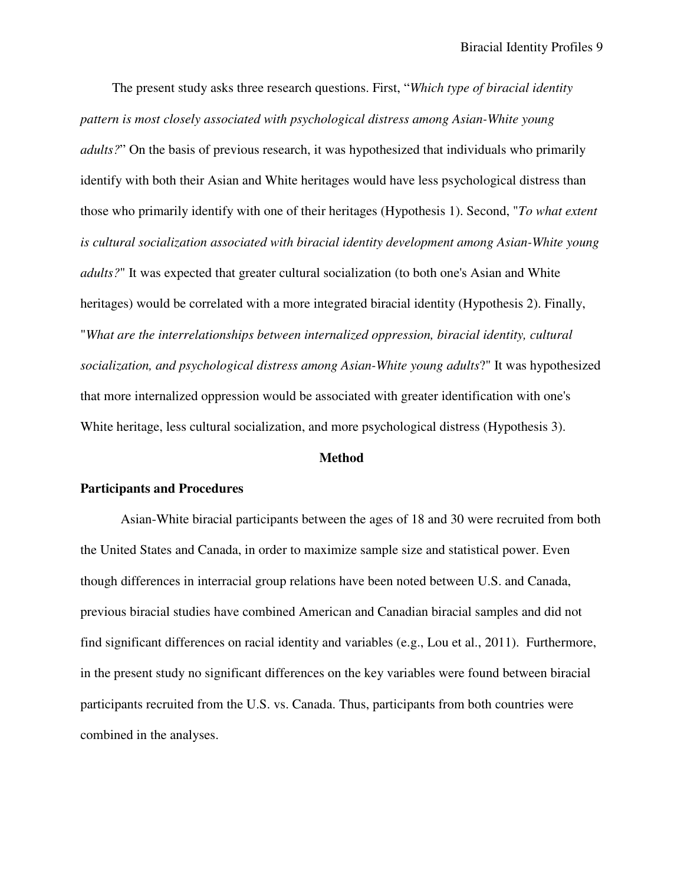The present study asks three research questions. First, "*Which type of biracial identity pattern is most closely associated with psychological distress among Asian-White young adults?*" On the basis of previous research, it was hypothesized that individuals who primarily identify with both their Asian and White heritages would have less psychological distress than those who primarily identify with one of their heritages (Hypothesis 1). Second, "*To what extent is cultural socialization associated with biracial identity development among Asian-White young adults?*" It was expected that greater cultural socialization (to both one's Asian and White heritages) would be correlated with a more integrated biracial identity (Hypothesis 2). Finally, "*What are the interrelationships between internalized oppression, biracial identity, cultural socialization, and psychological distress among Asian-White young adults*?" It was hypothesized that more internalized oppression would be associated with greater identification with one's White heritage, less cultural socialization, and more psychological distress (Hypothesis 3).

# Method

## Participants and Procedures

Asian-White biracial participants between the ages of 18 and 30 were recruited from both the United States and Canada, in order to maximize sample size and statistical power. Even though differences in interracial group relations have been noted between U.S. and Canada, previous biracial studies have combined American and Canadian biracial samples and did not find significant differences on racial identity and variables (e.g., Lou et al., 2011). Furthermore, in the present study no significant differences on the key variables were found between biracial participants recruited from the U.S. vs. Canada. Thus, participants from both countries were combined in the analyses.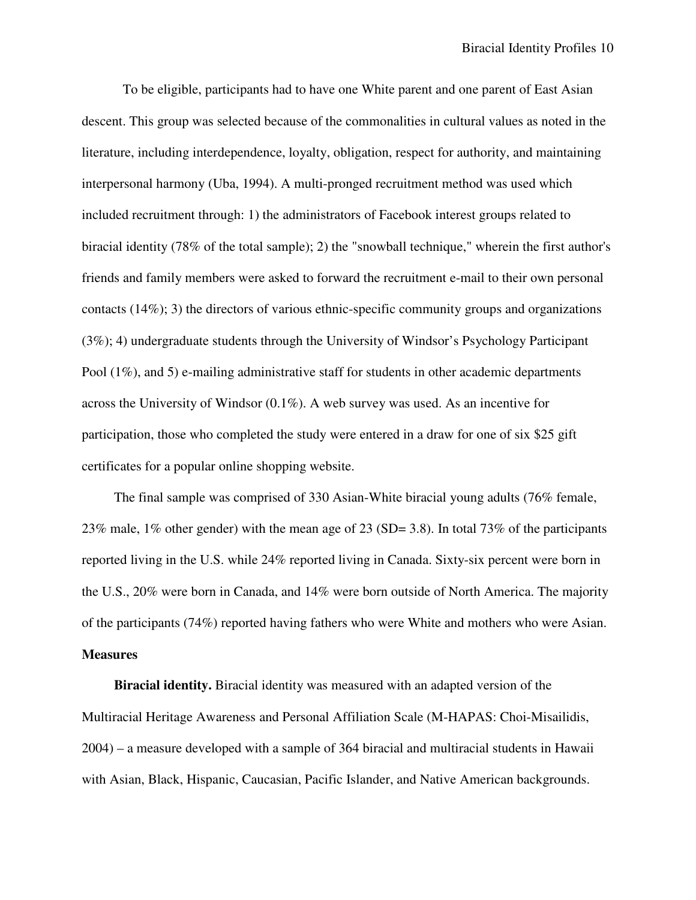To be eligible, participants had to have one White parent and one parent of East Asian descent. This group was selected because of the commonalities in cultural values as noted in the literature, including interdependence, loyalty, obligation, respect for authority, and maintaining interpersonal harmony (Uba, 1994). A multi-pronged recruitment method was used which included recruitment through: 1) the administrators of Facebook interest groups related to biracial identity (78% of the total sample); 2) the "snowball technique," wherein the first author's friends and family members were asked to forward the recruitment e-mail to their own personal contacts (14%); 3) the directors of various ethnic-specific community groups and organizations (3%); 4) undergraduate students through the University of Windsor's Psychology Participant Pool (1%), and 5) e-mailing administrative staff for students in other academic departments across the University of Windsor (0.1%). A web survey was used. As an incentive for participation, those who completed the study were entered in a draw for one of six $25 gift certificates for a popular online shopping website.

The final sample was comprised of 330 Asian-White biracial young adults (76% female, 23% male, 1% other gender) with the mean age of 23 (SD= 3.8). In total 73% of the participants reported living in the U.S. while 24% reported living in Canada. Sixty-six percent were born in the U.S., 20% were born in Canada, and 14% were born outside of North America. The majority of the participants (74%) reported having fathers who were White and mothers who were Asian.

## Measures

**Biracial identity.** Biracial identity was measured with an adapted version of the Multiracial Heritage Awareness and Personal Affiliation Scale (M-HAPAS: Choi-Misailidis, 2004) – a measure developed with a sample of 364 biracial and multiracial students in Hawaii with Asian, Black, Hispanic, Caucasian, Pacific Islander, and Native American backgrounds.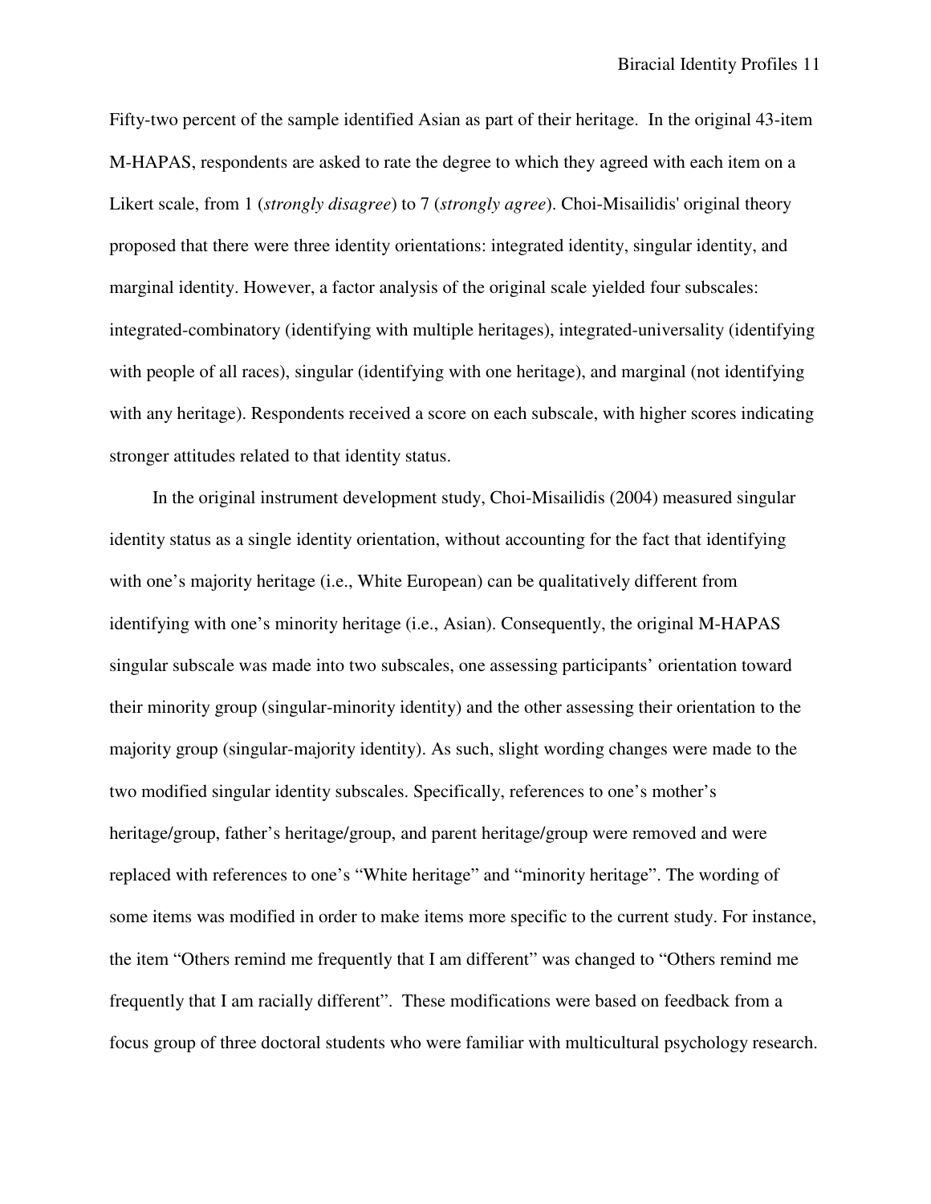Fifty-two percent of the sample identified Asian as part of their heritage. In the original 43-item M-HAPAS, respondents are asked to rate the degree to which they agreed with each item on a Likert scale, from 1 (*strongly disagree*) to 7 (*strongly agree*). Choi-Misailidis' original theory proposed that there were three identity orientations: integrated identity, singular identity, and marginal identity. However, a factor analysis of the original scale yielded four subscales: integrated-combinatory (identifying with multiple heritages), integrated-universality (identifying with people of all races), singular (identifying with one heritage), and marginal (not identifying with any heritage). Respondents received a score on each subscale, with higher scores indicating stronger attitudes related to that identity status.

In the original instrument development study, Choi-Misailidis (2004) measured singular identity status as a single identity orientation, without accounting for the fact that identifying with one's majority heritage (i.e., White European) can be qualitatively different from identifying with one's minority heritage (i.e., Asian). Consequently, the original M-HAPAS singular subscale was made into two subscales, one assessing participants' orientation toward their minority group (singular-minority identity) and the other assessing their orientation to the majority group (singular-majority identity). As such, slight wording changes were made to the two modified singular identity subscales. Specifically, references to one's mother's heritage/group, father's heritage/group, and parent heritage/group were removed and were replaced with references to one's "White heritage" and "minority heritage". The wording of some items was modified in order to make items more specific to the current study. For instance, the item "Others remind me frequently that I am different" was changed to "Others remind me frequently that I am racially different". These modifications were based on feedback from a focus group of three doctoral students who were familiar with multicultural psychology research.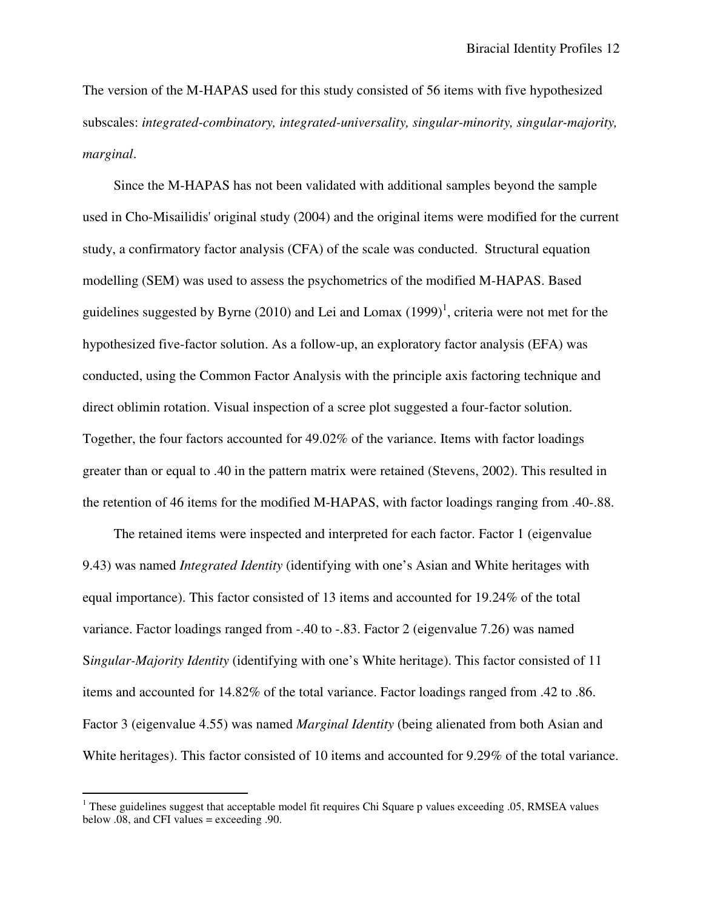The version of the M-HAPAS used for this study consisted of 56 items with five hypothesized subscales: *integrated-combinatory, integrated-universality, singular-minority, singular-majority, marginal*.

Since the M-HAPAS has not been validated with additional samples beyond the sample used in Cho-Misailidis' original study (2004) and the original items were modified for the current study, a confirmatory factor analysis (CFA) of the scale was conducted. Structural equation modelling (SEM) was used to assess the psychometrics of the modified M-HAPAS. Based guidelines suggested by Byrne (2010) and Lei and Lomax (1999)[1], criteria were not met for the hypothesized five-factor solution. As a follow-up, an exploratory factor analysis (EFA) was conducted, using the Common Factor Analysis with the principle axis factoring technique and direct oblimin rotation. Visual inspection of a scree plot suggested a four-factor solution. Together, the four factors accounted for 49.02% of the variance. Items with factor loadings greater than or equal to .40 in the pattern matrix were retained (Stevens, 2002). This resulted in the retention of 46 items for the modified M-HAPAS, with factor loadings ranging from .40-.88.

The retained items were inspected and interpreted for each factor. Factor 1 (eigenvalue 9.43) was named *Integrated Identity* (identifying with one's Asian and White heritages with equal importance). This factor consisted of 13 items and accounted for 19.24% of the total variance. Factor loadings ranged from -.40 to -.83. Factor 2 (eigenvalue 7.26) was named S*ingular-Majority Identity* (identifying with one's White heritage). This factor consisted of 11 items and accounted for 14.82% of the total variance. Factor loadings ranged from .42 to .86. Factor 3 (eigenvalue 4.55) was named *Marginal Identity* (being alienated from both Asian and White heritages). This factor consisted of 10 items and accounted for 9.29% of the total variance.

[1] These guidelines suggest that acceptable model fit requires Chi Square p values exceeding .05, RMSEA values below .08, and CFI values = exceeding .90.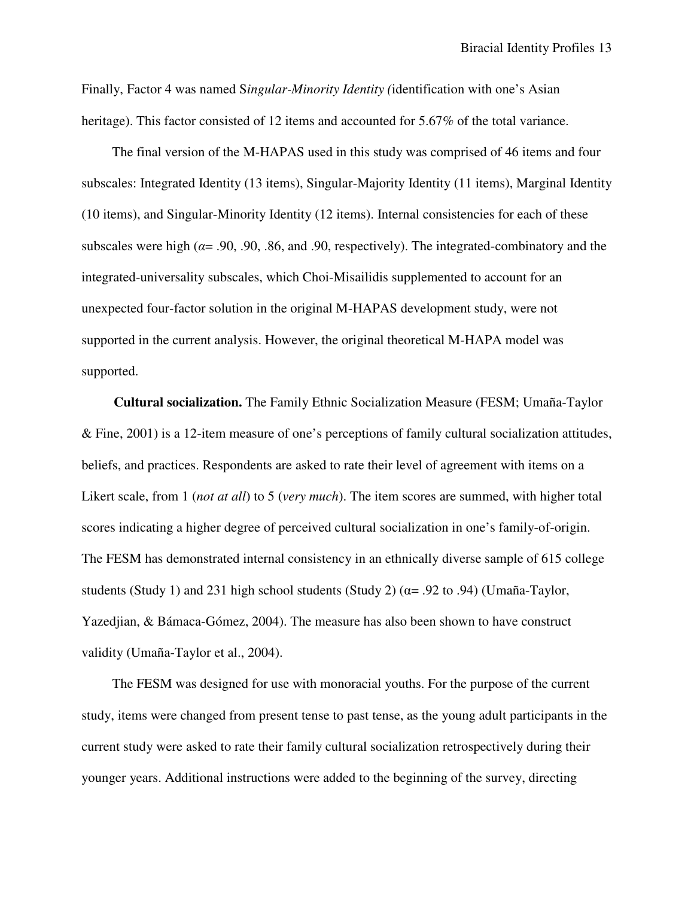Finally, Factor 4 was named S*ingular-Minority Identity (*identification with one's Asian heritage). This factor consisted of 12 items and accounted for 5.67% of the total variance.

The final version of the M-HAPAS used in this study was comprised of 46 items and four subscales: Integrated Identity (13 items), Singular-Majority Identity (11 items), Marginal Identity (10 items), and Singular-Minority Identity (12 items). Internal consistencies for each of these subscales were high ($\alpha$= .90, .90, .86, and .90, respectively). The integrated-combinatory and the integrated-universality subscales, which Choi-Misailidis supplemented to account for an unexpected four-factor solution in the original M-HAPAS development study, were not supported in the current analysis. However, the original theoretical M-HAPA model was supported.

**Cultural socialization.** The Family Ethnic Socialization Measure (FESM; Umaña-Taylor & Fine, 2001) is a 12-item measure of one's perceptions of family cultural socialization attitudes, beliefs, and practices. Respondents are asked to rate their level of agreement with items on a Likert scale, from 1 (*not at all*) to 5 (*very much*). The item scores are summed, with higher total scores indicating a higher degree of perceived cultural socialization in one's family-of-origin. The FESM has demonstrated internal consistency in an ethnically diverse sample of 615 college students (Study 1) and 231 high school students (Study 2) ($\alpha$= .92 to .94) (Umaña-Taylor, Yazedjian, & Bámaca-Gómez, 2004). The measure has also been shown to have construct validity (Umaña-Taylor et al., 2004).

The FESM was designed for use with monoracial youths. For the purpose of the current study, items were changed from present tense to past tense, as the young adult participants in the current study were asked to rate their family cultural socialization retrospectively during their younger years. Additional instructions were added to the beginning of the survey, directing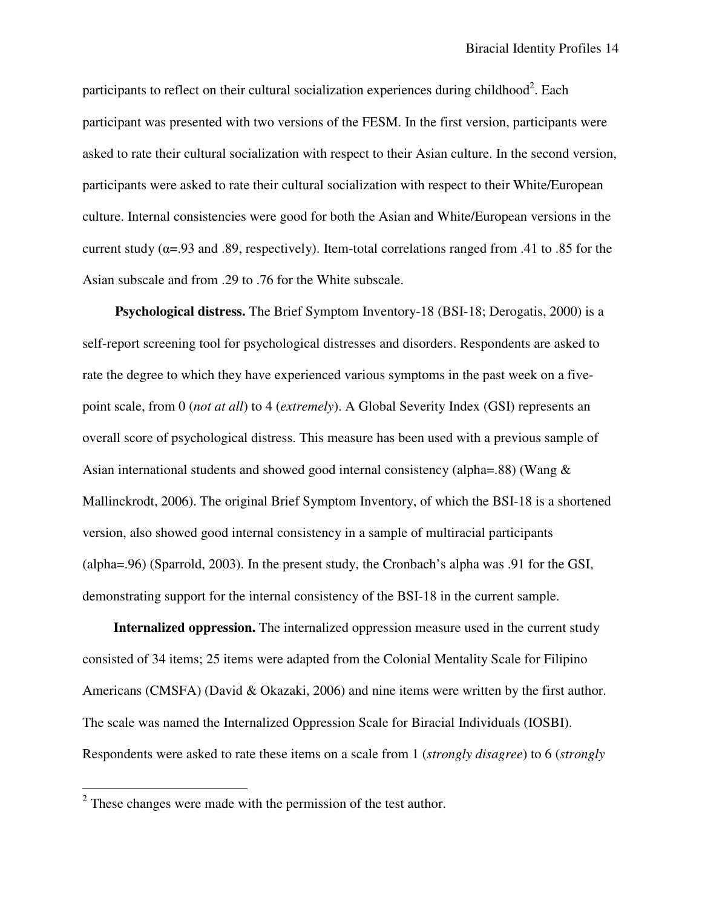participants to reflect on their cultural socialization experiences during childhood[2]. Each participant was presented with two versions of the FESM. In the first version, participants were asked to rate their cultural socialization with respect to their Asian culture. In the second version, participants were asked to rate their cultural socialization with respect to their White/European culture. Internal consistencies were good for both the Asian and White/European versions in the current study ($\alpha$=.93 and .89, respectively). Item-total correlations ranged from .41 to .85 for the Asian subscale and from .29 to .76 for the White subscale.

**Psychological distress.** The Brief Symptom Inventory-18 (BSI-18; Derogatis, 2000) is a self-report screening tool for psychological distresses and disorders. Respondents are asked to rate the degree to which they have experienced various symptoms in the past week on a five-point scale, from 0 (*not at all*) to 4 (*extremely*). A Global Severity Index (GSI) represents an overall score of psychological distress. This measure has been used with a previous sample of Asian international students and showed good internal consistency (alpha=.88) (Wang & Mallinckrodt, 2006). The original Brief Symptom Inventory, of which the BSI-18 is a shortened version, also showed good internal consistency in a sample of multiracial participants (alpha=.96) (Sparrold, 2003). In the present study, the Cronbach's alpha was .91 for the GSI, demonstrating support for the internal consistency of the BSI-18 in the current sample.

**Internalized oppression.** The internalized oppression measure used in the current study consisted of 34 items; 25 items were adapted from the Colonial Mentality Scale for Filipino Americans (CMSFA) (David & Okazaki, 2006) and nine items were written by the first author. The scale was named the Internalized Oppression Scale for Biracial Individuals (IOSBI). Respondents were asked to rate these items on a scale from 1 (*strongly disagree*) to 6 (*strongly*

---

[2] These changes were made with the permission of the test author.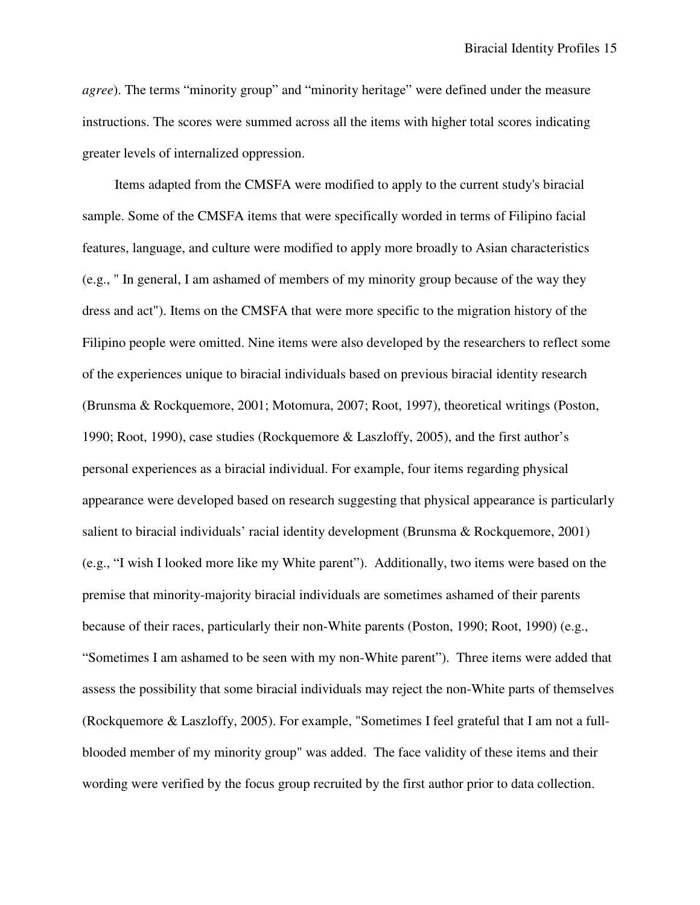*agree*). The terms “minority group” and “minority heritage” were defined under the measure instructions. The scores were summed across all the items with higher total scores indicating greater levels of internalized oppression.

Items adapted from the CMSFA were modified to apply to the current study's biracial sample. Some of the CMSFA items that were specifically worded in terms of Filipino facial features, language, and culture were modified to apply more broadly to Asian characteristics (e.g., " In general, I am ashamed of members of my minority group because of the way they dress and act"). Items on the CMSFA that were more specific to the migration history of the Filipino people were omitted. Nine items were also developed by the researchers to reflect some of the experiences unique to biracial individuals based on previous biracial identity research (Brunsma & Rockquemore, 2001; Motomura, 2007; Root, 1997), theoretical writings (Poston, 1990; Root, 1990), case studies (Rockquemore & Laszloffy, 2005), and the first author’s personal experiences as a biracial individual. For example, four items regarding physical appearance were developed based on research suggesting that physical appearance is particularly salient to biracial individuals’ racial identity development (Brunsma & Rockquemore, 2001) (e.g., “I wish I looked more like my White parent”). Additionally, two items were based on the premise that minority-majority biracial individuals are sometimes ashamed of their parents because of their races, particularly their non-White parents (Poston, 1990; Root, 1990) (e.g., “Sometimes I am ashamed to be seen with my non-White parent”). Three items were added that assess the possibility that some biracial individuals may reject the non-White parts of themselves (Rockquemore & Laszloffy, 2005). For example, "Sometimes I feel grateful that I am not a full-blooded member of my minority group" was added. The face validity of these items and their wording were verified by the focus group recruited by the first author prior to data collection.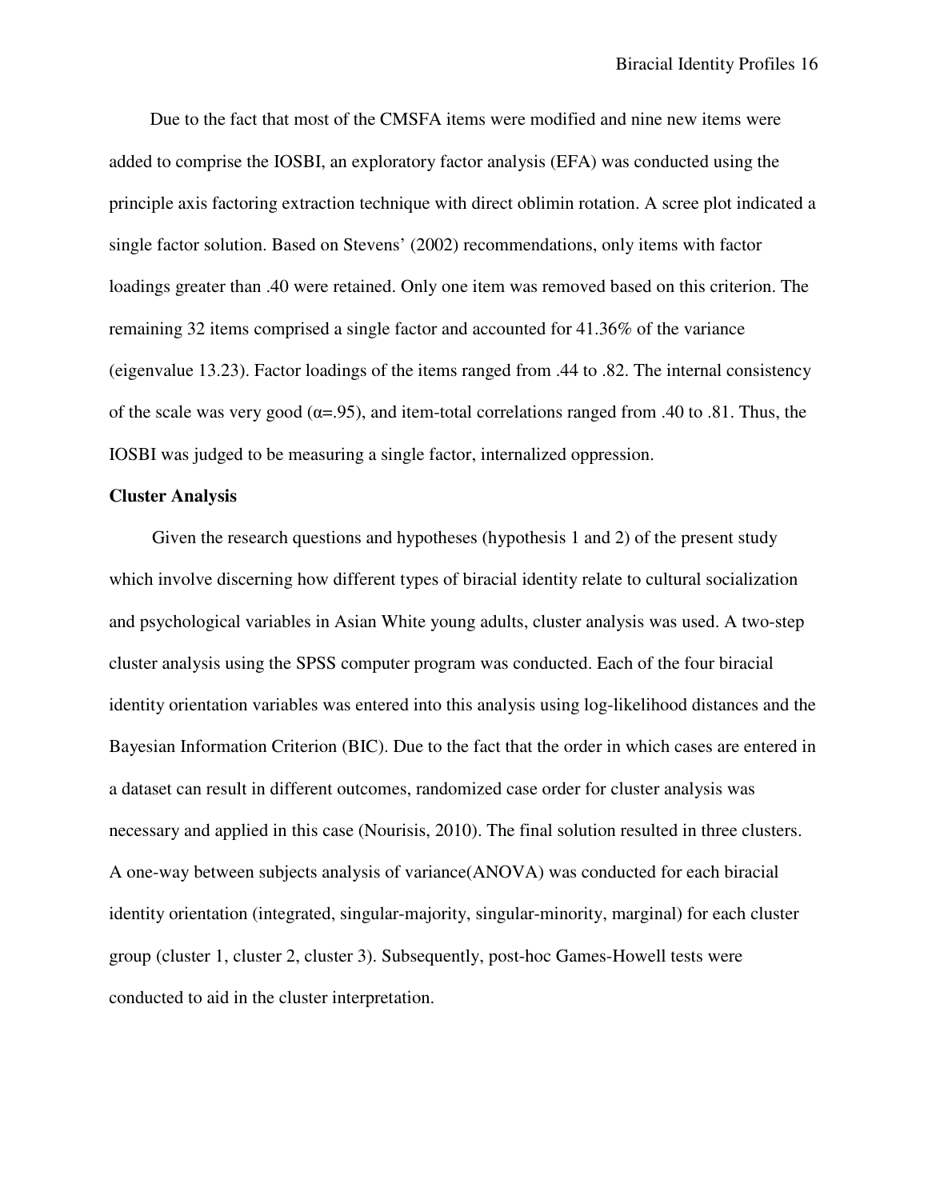Due to the fact that most of the CMSFA items were modified and nine new items were added to comprise the IOSBI, an exploratory factor analysis (EFA) was conducted using the principle axis factoring extraction technique with direct oblimin rotation. A scree plot indicated a single factor solution. Based on Stevens' (2002) recommendations, only items with factor loadings greater than .40 were retained. Only one item was removed based on this criterion. The remaining 32 items comprised a single factor and accounted for 41.36% of the variance (eigenvalue 13.23). Factor loadings of the items ranged from .44 to .82. The internal consistency of the scale was very good ($\alpha$=.95), and item-total correlations ranged from .40 to .81. Thus, the IOSBI was judged to be measuring a single factor, internalized oppression.

**Cluster Analysis**

Given the research questions and hypotheses (hypothesis 1 and 2) of the present study which involve discerning how different types of biracial identity relate to cultural socialization and psychological variables in Asian White young adults, cluster analysis was used. A two-step cluster analysis using the SPSS computer program was conducted. Each of the four biracial identity orientation variables was entered into this analysis using log-likelihood distances and the Bayesian Information Criterion (BIC). Due to the fact that the order in which cases are entered in a dataset can result in different outcomes, randomized case order for cluster analysis was necessary and applied in this case (Nourisis, 2010). The final solution resulted in three clusters. A one-way between subjects analysis of variance(ANOVA) was conducted for each biracial identity orientation (integrated, singular-majority, singular-minority, marginal) for each cluster group (cluster 1, cluster 2, cluster 3). Subsequently, post-hoc Games-Howell tests were conducted to aid in the cluster interpretation.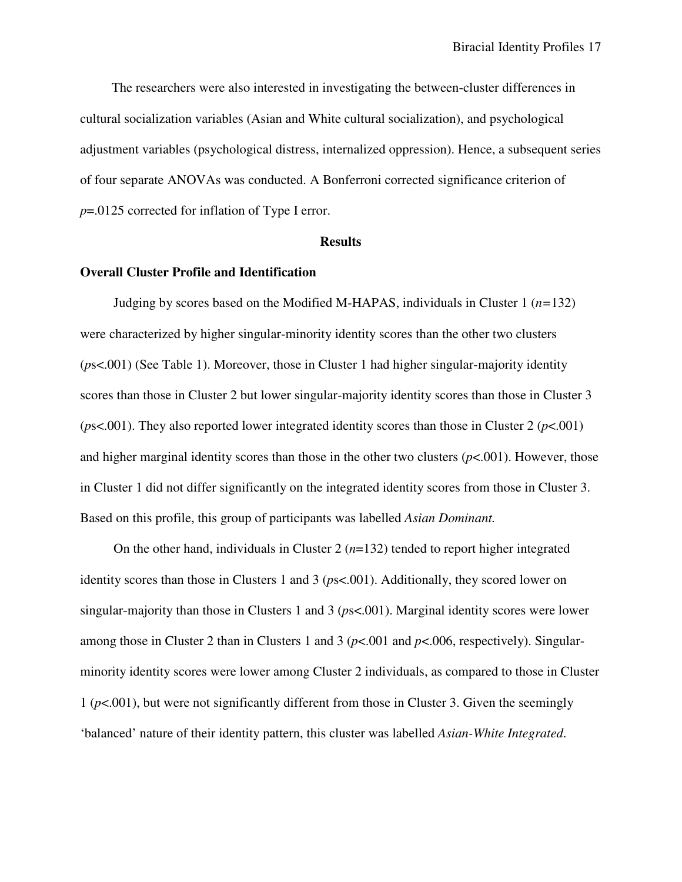The researchers were also interested in investigating the between-cluster differences in cultural socialization variables (Asian and White cultural socialization), and psychological adjustment variables (psychological distress, internalized oppression). Hence, a subsequent series of four separate ANOVAs was conducted. A Bonferroni corrected significance criterion of $p$=.0125 corrected for inflation of Type I error.

## Results

### Overall Cluster Profile and Identification

Judging by scores based on the Modified M-HAPAS, individuals in Cluster 1 ($n$=132) were characterized by higher singular-minority identity scores than the other two clusters ($p$s<.001) (See Table 1). Moreover, those in Cluster 1 had higher singular-majority identity scores than those in Cluster 2 but lower singular-majority identity scores than those in Cluster 3 ($p$s<.001). They also reported lower integrated identity scores than those in Cluster 2 ($p$<.001) and higher marginal identity scores than those in the other two clusters ($p$<.001). However, those in Cluster 1 did not differ significantly on the integrated identity scores from those in Cluster 3. Based on this profile, this group of participants was labelled *Asian Dominant.*

On the other hand, individuals in Cluster 2 ($n$=132) tended to report higher integrated identity scores than those in Clusters 1 and 3 ($p$s<.001). Additionally, they scored lower on singular-majority than those in Clusters 1 and 3 ($p$s<.001). Marginal identity scores were lower among those in Cluster 2 than in Clusters 1 and 3 ($p$<.001 and $p$<.006, respectively). Singular-minority identity scores were lower among Cluster 2 individuals, as compared to those in Cluster 1 ($p$<.001), but were not significantly different from those in Cluster 3. Given the seemingly 'balanced' nature of their identity pattern, this cluster was labelled *Asian-White Integrated*.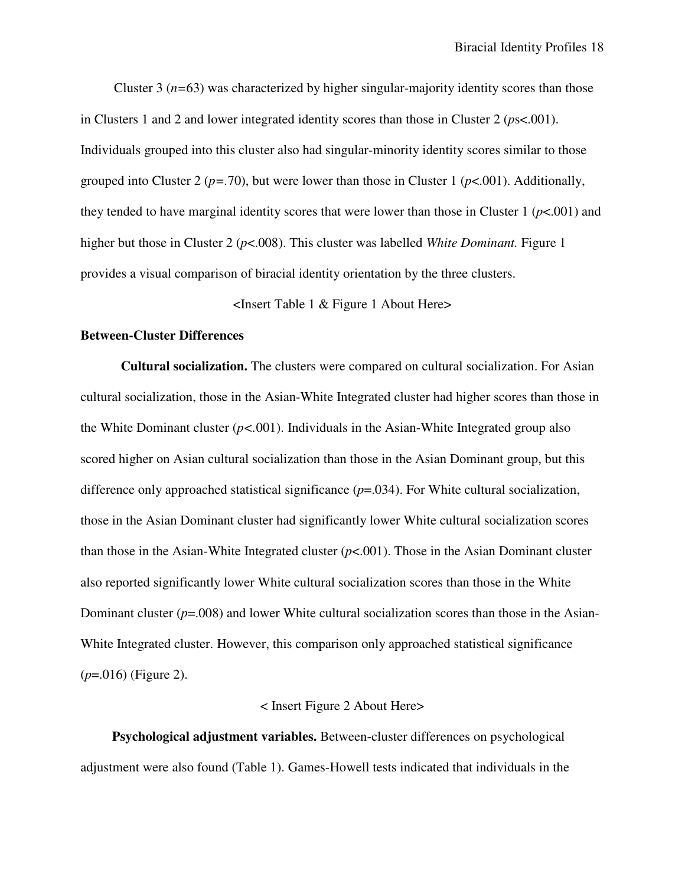Cluster 3 ($n$=63) was characterized by higher singular-majority identity scores than those in Clusters 1 and 2 and lower integrated identity scores than those in Cluster 2 ($p$s<.001). Individuals grouped into this cluster also had singular-minority identity scores similar to those grouped into Cluster 2 ($p$=.70), but were lower than those in Cluster 1 ($p$<.001). Additionally, they tended to have marginal identity scores that were lower than those in Cluster 1 ($p$<.001) and higher but those in Cluster 2 ($p$<.008). This cluster was labelled *White Dominant.* Figure 1 provides a visual comparison of biracial identity orientation by the three clusters.

<Insert Table 1 & Figure 1 About Here>

**Between-Cluster Differences**

**Cultural socialization.** The clusters were compared on cultural socialization. For Asian cultural socialization, those in the Asian-White Integrated cluster had higher scores than those in the White Dominant cluster ($p$<.001). Individuals in the Asian-White Integrated group also scored higher on Asian cultural socialization than those in the Asian Dominant group, but this difference only approached statistical significance ($p$=.034). For White cultural socialization, those in the Asian Dominant cluster had significantly lower White cultural socialization scores than those in the Asian-White Integrated cluster ($p$<.001). Those in the Asian Dominant cluster also reported significantly lower White cultural socialization scores than those in the White Dominant cluster ($p$=.008) and lower White cultural socialization scores than those in the Asian-White Integrated cluster. However, this comparison only approached statistical significance ($p$=.016) (Figure 2).

< Insert Figure 2 About Here>

**Psychological adjustment variables.** Between-cluster differences on psychological adjustment were also found (Table 1). Games-Howell tests indicated that individuals in the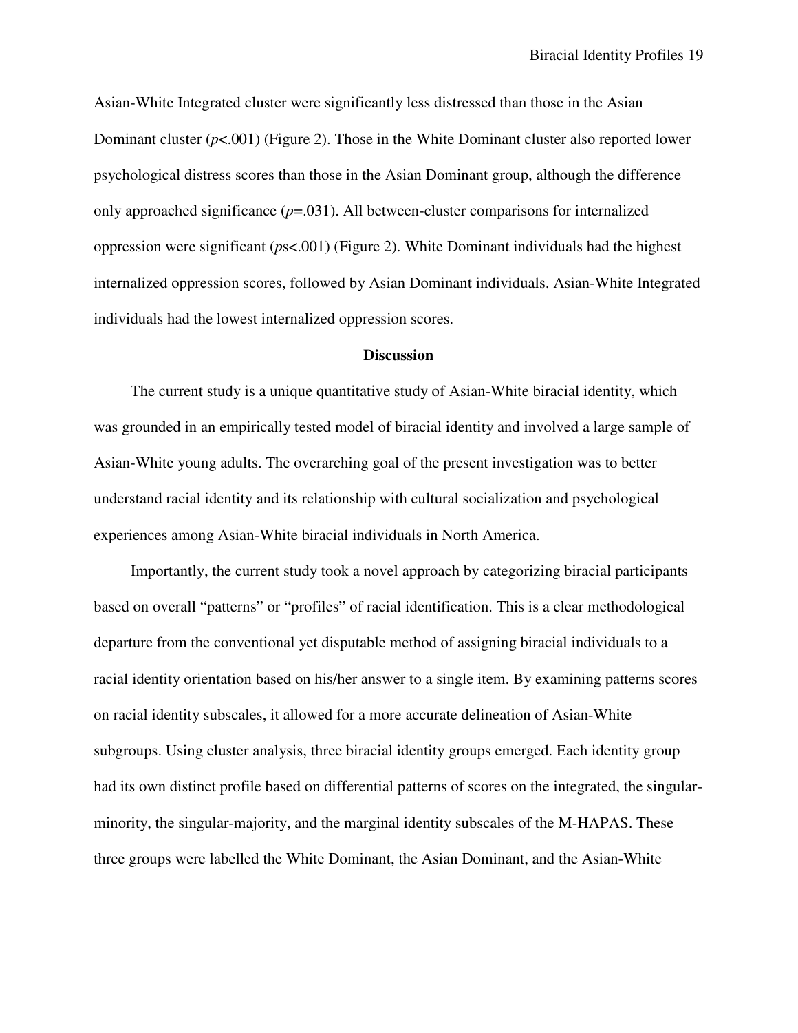Asian-White Integrated cluster were significantly less distressed than those in the Asian Dominant cluster ($p<.001$) (Figure 2). Those in the White Dominant cluster also reported lower psychological distress scores than those in the Asian Dominant group, although the difference only approached significance ($p=.031$). All between-cluster comparisons for internalized oppression were significant ($ps<.001$) (Figure 2). White Dominant individuals had the highest internalized oppression scores, followed by Asian Dominant individuals. Asian-White Integrated individuals had the lowest internalized oppression scores.

## Discussion

The current study is a unique quantitative study of Asian-White biracial identity, which was grounded in an empirically tested model of biracial identity and involved a large sample of Asian-White young adults. The overarching goal of the present investigation was to better understand racial identity and its relationship with cultural socialization and psychological experiences among Asian-White biracial individuals in North America.

Importantly, the current study took a novel approach by categorizing biracial participants based on overall "patterns" or "profiles" of racial identification. This is a clear methodological departure from the conventional yet disputable method of assigning biracial individuals to a racial identity orientation based on his/her answer to a single item. By examining patterns scores on racial identity subscales, it allowed for a more accurate delineation of Asian-White subgroups. Using cluster analysis, three biracial identity groups emerged. Each identity group had its own distinct profile based on differential patterns of scores on the integrated, the singular-minority, the singular-majority, and the marginal identity subscales of the M-HAPAS. These three groups were labelled the White Dominant, the Asian Dominant, and the Asian-White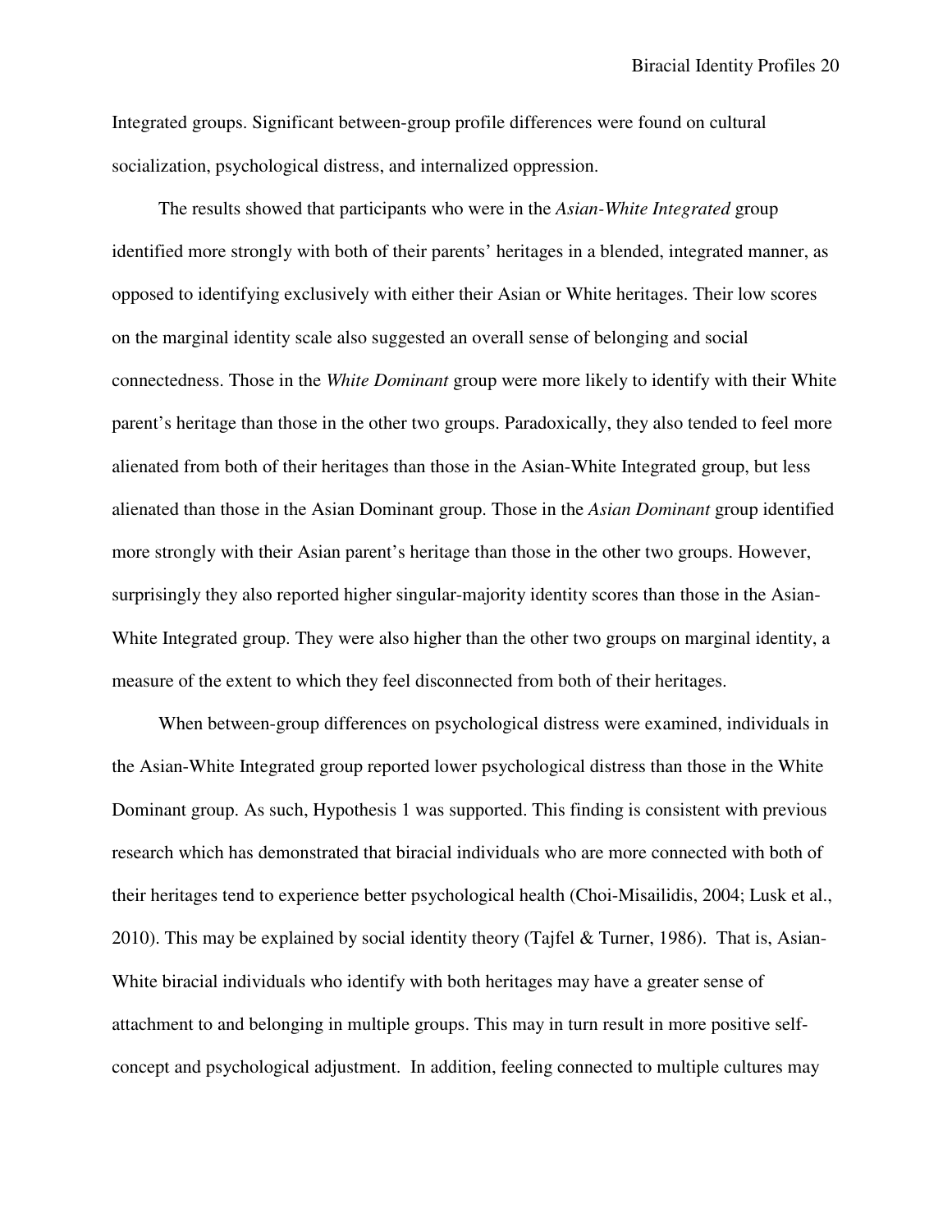Integrated groups. Significant between-group profile differences were found on cultural socialization, psychological distress, and internalized oppression.

The results showed that participants who were in the *Asian-White Integrated* group identified more strongly with both of their parents' heritages in a blended, integrated manner, as opposed to identifying exclusively with either their Asian or White heritages. Their low scores on the marginal identity scale also suggested an overall sense of belonging and social connectedness. Those in the *White Dominant* group were more likely to identify with their White parent's heritage than those in the other two groups. Paradoxically, they also tended to feel more alienated from both of their heritages than those in the Asian-White Integrated group, but less alienated than those in the Asian Dominant group. Those in the *Asian Dominant* group identified more strongly with their Asian parent's heritage than those in the other two groups. However, surprisingly they also reported higher singular-majority identity scores than those in the Asian-White Integrated group. They were also higher than the other two groups on marginal identity, a measure of the extent to which they feel disconnected from both of their heritages.

When between-group differences on psychological distress were examined, individuals in the Asian-White Integrated group reported lower psychological distress than those in the White Dominant group. As such, Hypothesis 1 was supported. This finding is consistent with previous research which has demonstrated that biracial individuals who are more connected with both of their heritages tend to experience better psychological health (Choi-Misailidis, 2004; Lusk et al., 2010). This may be explained by social identity theory (Tajfel & Turner, 1986). That is, Asian-White biracial individuals who identify with both heritages may have a greater sense of attachment to and belonging in multiple groups. This may in turn result in more positive self-concept and psychological adjustment. In addition, feeling connected to multiple cultures may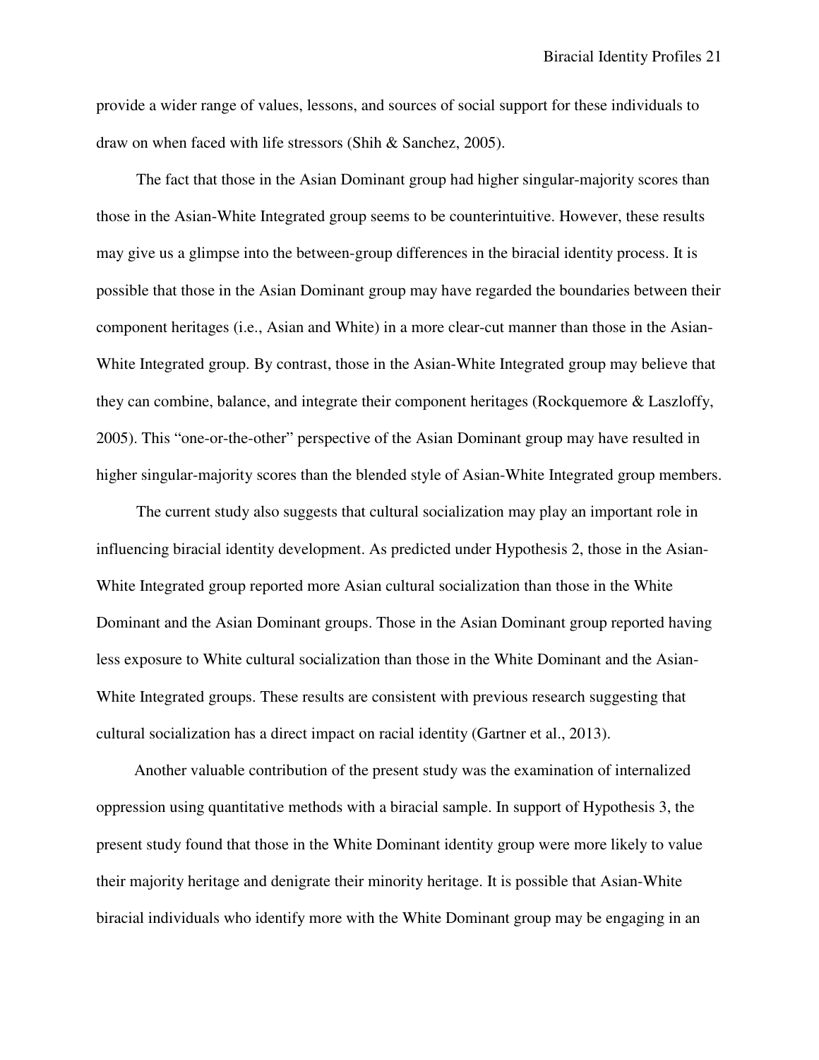provide a wider range of values, lessons, and sources of social support for these individuals to draw on when faced with life stressors (Shih & Sanchez, 2005).

The fact that those in the Asian Dominant group had higher singular-majority scores than those in the Asian-White Integrated group seems to be counterintuitive. However, these results may give us a glimpse into the between-group differences in the biracial identity process. It is possible that those in the Asian Dominant group may have regarded the boundaries between their component heritages (i.e., Asian and White) in a more clear-cut manner than those in the Asian-White Integrated group. By contrast, those in the Asian-White Integrated group may believe that they can combine, balance, and integrate their component heritages (Rockquemore & Laszloffy, 2005). This "one-or-the-other" perspective of the Asian Dominant group may have resulted in higher singular-majority scores than the blended style of Asian-White Integrated group members.

The current study also suggests that cultural socialization may play an important role in influencing biracial identity development. As predicted under Hypothesis 2, those in the Asian-White Integrated group reported more Asian cultural socialization than those in the White Dominant and the Asian Dominant groups. Those in the Asian Dominant group reported having less exposure to White cultural socialization than those in the White Dominant and the Asian-White Integrated groups. These results are consistent with previous research suggesting that cultural socialization has a direct impact on racial identity (Gartner et al., 2013).

Another valuable contribution of the present study was the examination of internalized oppression using quantitative methods with a biracial sample. In support of Hypothesis 3, the present study found that those in the White Dominant identity group were more likely to value their majority heritage and denigrate their minority heritage. It is possible that Asian-White biracial individuals who identify more with the White Dominant group may be engaging in an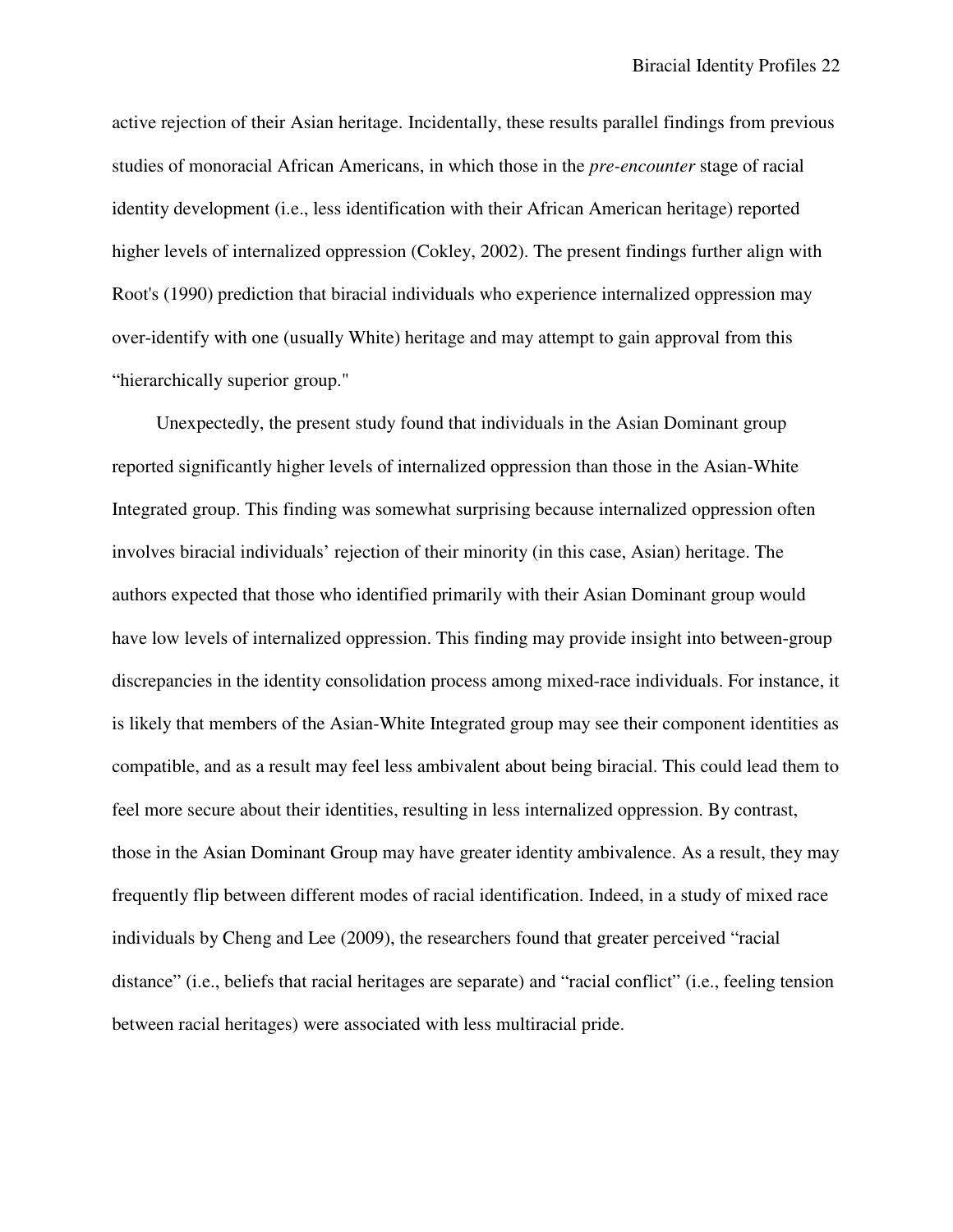active rejection of their Asian heritage. Incidentally, these results parallel findings from previous studies of monoracial African Americans, in which those in the *pre-encounter* stage of racial identity development (i.e., less identification with their African American heritage) reported higher levels of internalized oppression (Cokley, 2002). The present findings further align with Root's (1990) prediction that biracial individuals who experience internalized oppression may over-identify with one (usually White) heritage and may attempt to gain approval from this “hierarchically superior group."

Unexpectedly, the present study found that individuals in the Asian Dominant group reported significantly higher levels of internalized oppression than those in the Asian-White Integrated group. This finding was somewhat surprising because internalized oppression often involves biracial individuals’ rejection of their minority (in this case, Asian) heritage. The authors expected that those who identified primarily with their Asian Dominant group would have low levels of internalized oppression. This finding may provide insight into between-group discrepancies in the identity consolidation process among mixed-race individuals. For instance, it is likely that members of the Asian-White Integrated group may see their component identities as compatible, and as a result may feel less ambivalent about being biracial. This could lead them to feel more secure about their identities, resulting in less internalized oppression. By contrast, those in the Asian Dominant Group may have greater identity ambivalence. As a result, they may frequently flip between different modes of racial identification. Indeed, in a study of mixed race individuals by Cheng and Lee (2009), the researchers found that greater perceived “racial distance” (i.e., beliefs that racial heritages are separate) and “racial conflict” (i.e., feeling tension between racial heritages) were associated with less multiracial pride.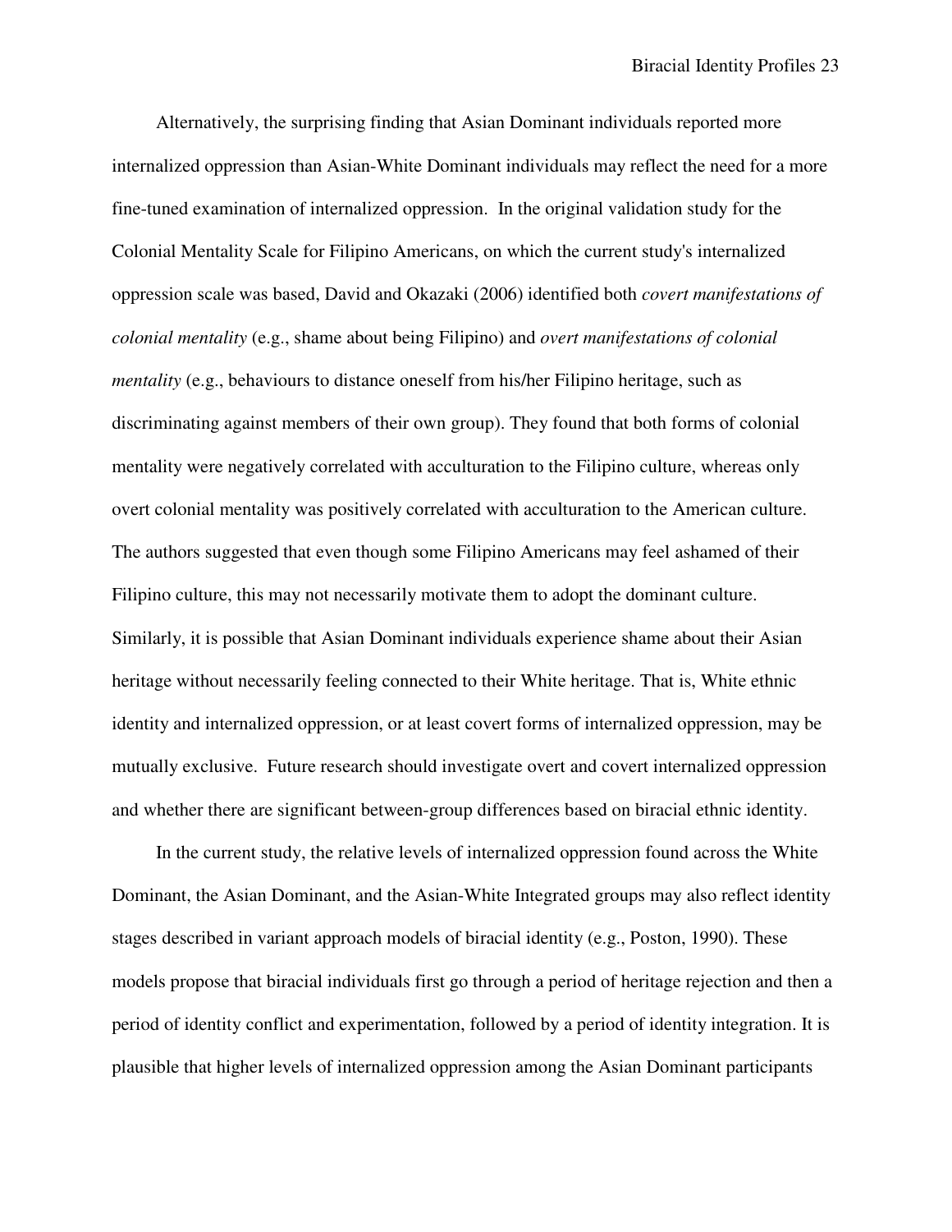Alternatively, the surprising finding that Asian Dominant individuals reported more internalized oppression than Asian-White Dominant individuals may reflect the need for a more fine-tuned examination of internalized oppression. In the original validation study for the Colonial Mentality Scale for Filipino Americans, on which the current study's internalized oppression scale was based, David and Okazaki (2006) identified both *covert manifestations of colonial mentality* (e.g., shame about being Filipino) and *overt manifestations of colonial mentality* (e.g., behaviours to distance oneself from his/her Filipino heritage, such as discriminating against members of their own group). They found that both forms of colonial mentality were negatively correlated with acculturation to the Filipino culture, whereas only overt colonial mentality was positively correlated with acculturation to the American culture. The authors suggested that even though some Filipino Americans may feel ashamed of their Filipino culture, this may not necessarily motivate them to adopt the dominant culture. Similarly, it is possible that Asian Dominant individuals experience shame about their Asian heritage without necessarily feeling connected to their White heritage. That is, White ethnic identity and internalized oppression, or at least covert forms of internalized oppression, may be mutually exclusive. Future research should investigate overt and covert internalized oppression and whether there are significant between-group differences based on biracial ethnic identity.

In the current study, the relative levels of internalized oppression found across the White Dominant, the Asian Dominant, and the Asian-White Integrated groups may also reflect identity stages described in variant approach models of biracial identity (e.g., Poston, 1990). These models propose that biracial individuals first go through a period of heritage rejection and then a period of identity conflict and experimentation, followed by a period of identity integration. It is plausible that higher levels of internalized oppression among the Asian Dominant participants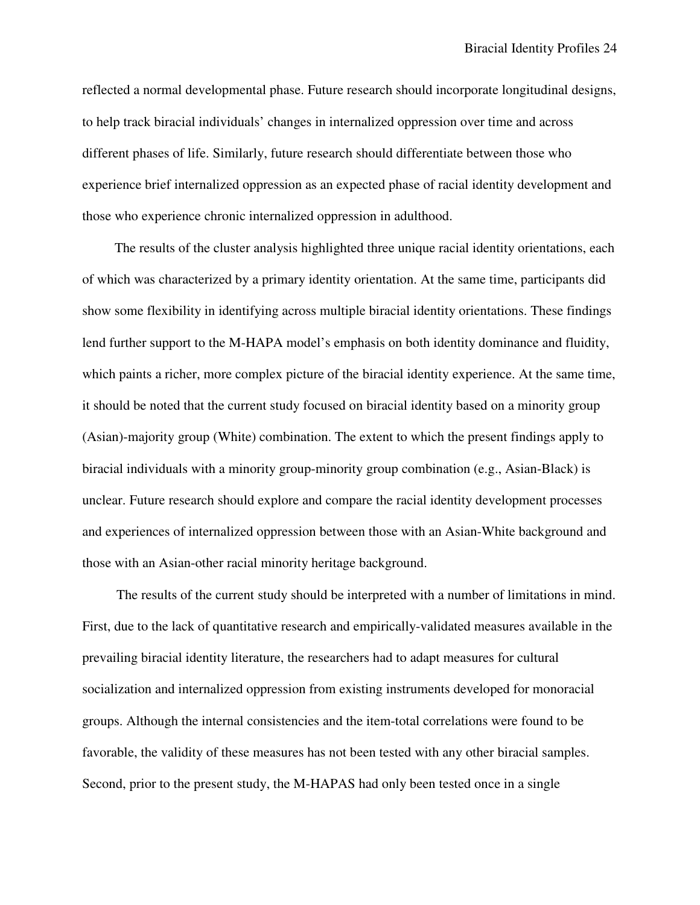reflected a normal developmental phase. Future research should incorporate longitudinal designs, to help track biracial individuals' changes in internalized oppression over time and across different phases of life. Similarly, future research should differentiate between those who experience brief internalized oppression as an expected phase of racial identity development and those who experience chronic internalized oppression in adulthood.

The results of the cluster analysis highlighted three unique racial identity orientations, each of which was characterized by a primary identity orientation. At the same time, participants did show some flexibility in identifying across multiple biracial identity orientations. These findings lend further support to the M-HAPA model's emphasis on both identity dominance and fluidity, which paints a richer, more complex picture of the biracial identity experience. At the same time, it should be noted that the current study focused on biracial identity based on a minority group (Asian)-majority group (White) combination. The extent to which the present findings apply to biracial individuals with a minority group-minority group combination (e.g., Asian-Black) is unclear. Future research should explore and compare the racial identity development processes and experiences of internalized oppression between those with an Asian-White background and those with an Asian-other racial minority heritage background.

The results of the current study should be interpreted with a number of limitations in mind. First, due to the lack of quantitative research and empirically-validated measures available in the prevailing biracial identity literature, the researchers had to adapt measures for cultural socialization and internalized oppression from existing instruments developed for monoracial groups. Although the internal consistencies and the item-total correlations were found to be favorable, the validity of these measures has not been tested with any other biracial samples. Second, prior to the present study, the M-HAPAS had only been tested once in a single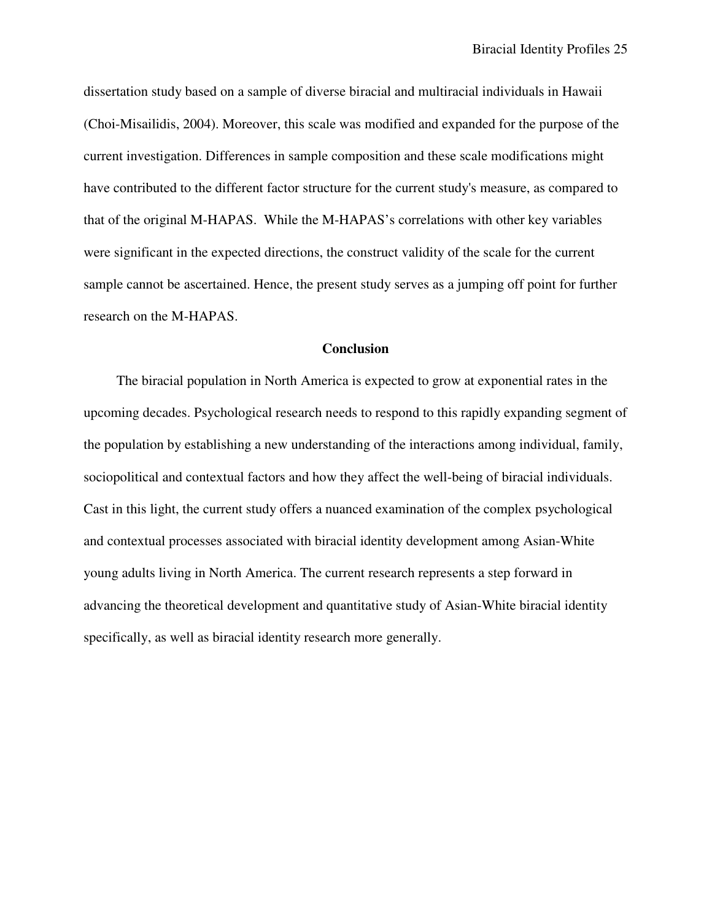dissertation study based on a sample of diverse biracial and multiracial individuals in Hawaii (Choi-Misailidis, 2004). Moreover, this scale was modified and expanded for the purpose of the current investigation. Differences in sample composition and these scale modifications might have contributed to the different factor structure for the current study's measure, as compared to that of the original M-HAPAS. While the M-HAPAS's correlations with other key variables were significant in the expected directions, the construct validity of the scale for the current sample cannot be ascertained. Hence, the present study serves as a jumping off point for further research on the M-HAPAS.

## Conclusion

The biracial population in North America is expected to grow at exponential rates in the upcoming decades. Psychological research needs to respond to this rapidly expanding segment of the population by establishing a new understanding of the interactions among individual, family, sociopolitical and contextual factors and how they affect the well-being of biracial individuals. Cast in this light, the current study offers a nuanced examination of the complex psychological and contextual processes associated with biracial identity development among Asian-White young adults living in North America. The current research represents a step forward in advancing the theoretical development and quantitative study of Asian-White biracial identity specifically, as well as biracial identity research more generally.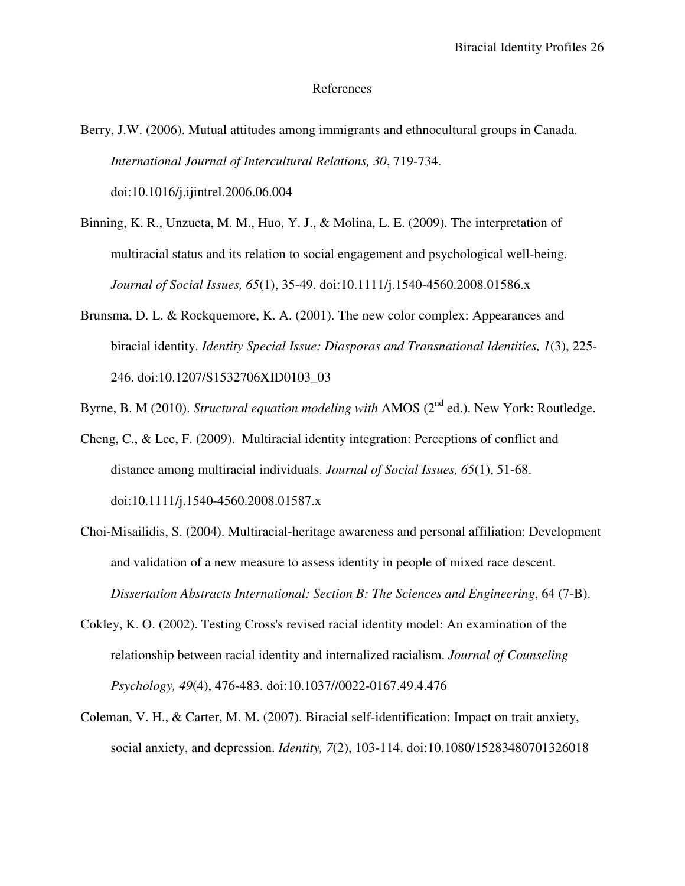# References

Berry, J.W. (2006). Mutual attitudes among immigrants and ethnocultural groups in Canada. *International Journal of Intercultural Relations, 30*, 719-734. doi:10.1016/j.ijintrel.2006.06.004

Binning, K. R., Unzueta, M. M., Huo, Y. J., & Molina, L. E. (2009). The interpretation of multiracial status and its relation to social engagement and psychological well-being. *Journal of Social Issues, 65*(1), 35-49. doi:10.1111/j.1540-4560.2008.01586.x

Brunsma, D. L. & Rockquemore, K. A. (2001). The new color complex: Appearances and biracial identity. *Identity Special Issue: Diasporas and Transnational Identities, 1*(3), 225-246. doi:10.1207/S1532706XID0103_03

Byrne, B. M (2010). *Structural equation modeling with* AMOS (2nd ed.). New York: Routledge.

Cheng, C., & Lee, F. (2009). Multiracial identity integration: Perceptions of conflict and distance among multiracial individuals. *Journal of Social Issues, 65*(1), 51-68. doi:10.1111/j.1540-4560.2008.01587.x

Choi-Misailidis, S. (2004). Multiracial-heritage awareness and personal affiliation: Development and validation of a new measure to assess identity in people of mixed race descent. *Dissertation Abstracts International: Section B: The Sciences and Engineering*, 64 (7-B).

Cokley, K. O. (2002). Testing Cross's revised racial identity model: An examination of the relationship between racial identity and internalized racialism. *Journal of Counseling Psychology, 49*(4), 476-483. doi:10.1037//0022-0167.49.4.476

Coleman, V. H., & Carter, M. M. (2007). Biracial self-identification: Impact on trait anxiety, social anxiety, and depression. *Identity, 7*(2), 103-114. doi:10.1080/15283480701326018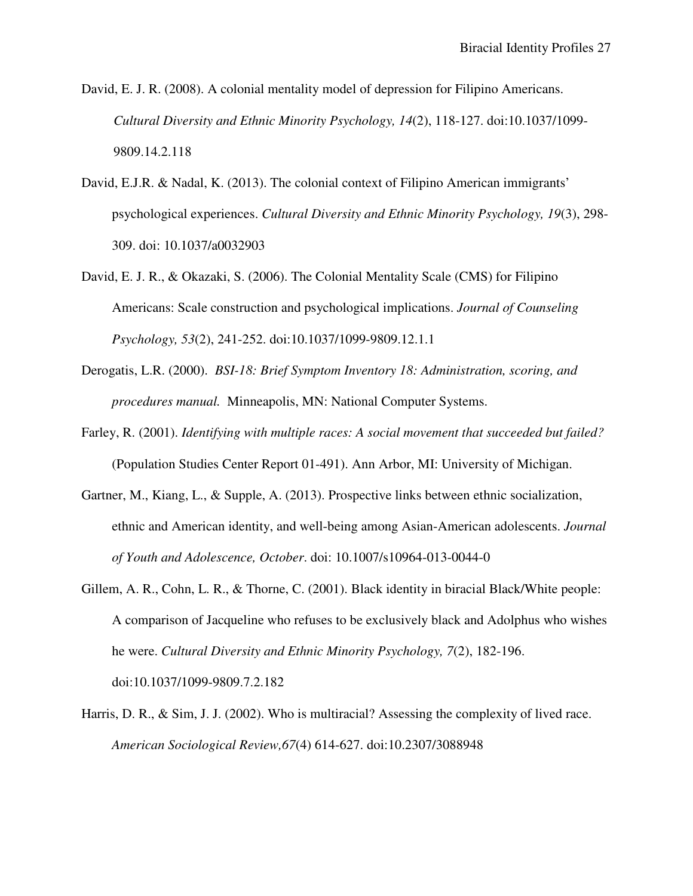David, E. J. R. (2008). A colonial mentality model of depression for Filipino Americans. *Cultural Diversity and Ethnic Minority Psychology, 14*(2), 118-127. doi:10.1037/1099-9809.14.2.118

David, E.J.R. & Nadal, K. (2013). The colonial context of Filipino American immigrants' psychological experiences. *Cultural Diversity and Ethnic Minority Psychology, 19*(3), 298-309. doi: 10.1037/a0032903

David, E. J. R., & Okazaki, S. (2006). The Colonial Mentality Scale (CMS) for Filipino Americans: Scale construction and psychological implications. *Journal of Counseling Psychology, 53*(2), 241-252. doi:10.1037/1099-9809.12.1.1

Derogatis, L.R. (2000). *BSI-18: Brief Symptom Inventory 18: Administration, scoring, and procedures manual.* Minneapolis, MN: National Computer Systems.

Farley, R. (2001). *Identifying with multiple races: A social movement that succeeded but failed?* (Population Studies Center Report 01-491). Ann Arbor, MI: University of Michigan.

Gartner, M., Kiang, L., & Supple, A. (2013). Prospective links between ethnic socialization, ethnic and American identity, and well-being among Asian-American adolescents. *Journal of Youth and Adolescence, October*. doi: 10.1007/s10964-013-0044-0

Gillem, A. R., Cohn, L. R., & Thorne, C. (2001). Black identity in biracial Black/White people: A comparison of Jacqueline who refuses to be exclusively black and Adolphus who wishes he were. *Cultural Diversity and Ethnic Minority Psychology, 7*(2), 182-196. doi:10.1037/1099-9809.7.2.182

Harris, D. R., & Sim, J. J. (2002). Who is multiracial? Assessing the complexity of lived race. *American Sociological Review,67*(4) 614-627. doi:10.2307/3088948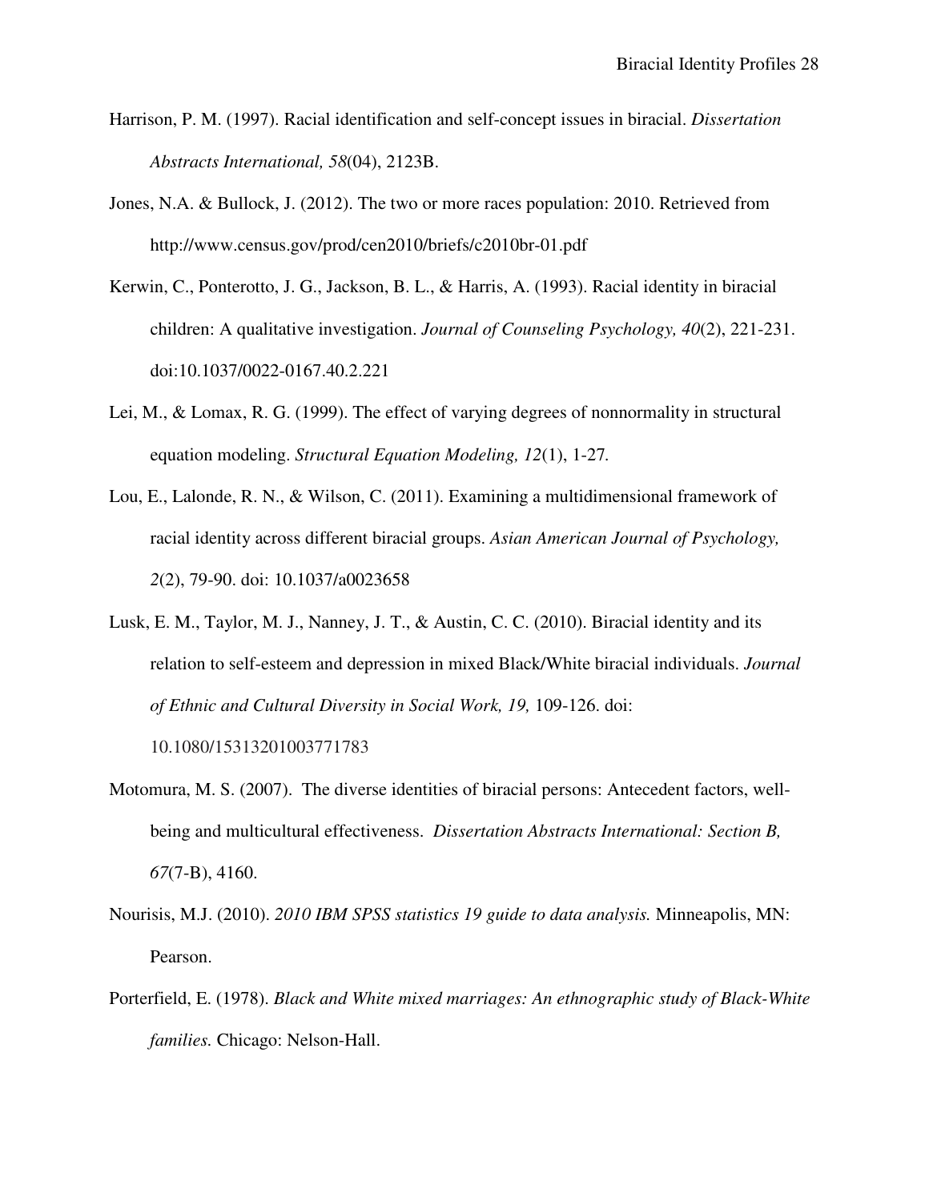Harrison, P. M. (1997). Racial identification and self-concept issues in biracial. *Dissertation Abstracts International, 58*(04), 2123B.

Jones, N.A. & Bullock, J. (2012). The two or more races population: 2010. Retrieved from http://www.census.gov/prod/cen2010/briefs/c2010br-01.pdf

Kerwin, C., Ponterotto, J. G., Jackson, B. L., & Harris, A. (1993). Racial identity in biracial children: A qualitative investigation. *Journal of Counseling Psychology, 40*(2), 221-231. doi:10.1037/0022-0167.40.2.221

Lei, M., & Lomax, R. G. (1999). The effect of varying degrees of nonnormality in structural equation modeling. *Structural Equation Modeling, 12*(1), 1-27.

Lou, E., Lalonde, R. N., & Wilson, C. (2011). Examining a multidimensional framework of racial identity across different biracial groups. *Asian American Journal of Psychology, 2*(2), 79-90. doi: 10.1037/a0023658

Lusk, E. M., Taylor, M. J., Nanney, J. T., & Austin, C. C. (2010). Biracial identity and its relation to self-esteem and depression in mixed Black/White biracial individuals. *Journal of Ethnic and Cultural Diversity in Social Work, 19,* 109-126. doi: 10.1080/15313201003771783

Motomura, M. S. (2007). The diverse identities of biracial persons: Antecedent factors, well-being and multicultural effectiveness. *Dissertation Abstracts International: Section B, 67*(7-B), 4160.

Nourisis, M.J. (2010). *2010 IBM SPSS statistics 19 guide to data analysis.* Minneapolis, MN: Pearson.

Porterfield, E. (1978). *Black and White mixed marriages: An ethnographic study of Black-White families.* Chicago: Nelson-Hall.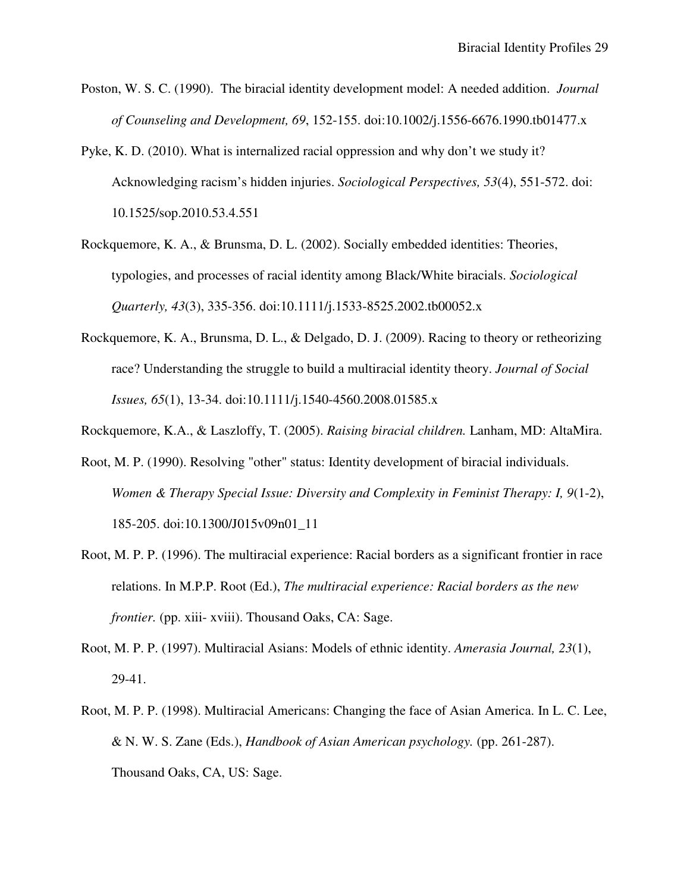Poston, W. S. C. (1990). The biracial identity development model: A needed addition. *Journal of Counseling and Development, 69*, 152-155. doi:10.1002/j.1556-6676.1990.tb01477.x

Pyke, K. D. (2010). What is internalized racial oppression and why don't we study it? Acknowledging racism's hidden injuries. *Sociological Perspectives, 53*(4), 551-572. doi: 10.1525/sop.2010.53.4.551

Rockquemore, K. A., & Brunsma, D. L. (2002). Socially embedded identities: Theories, typologies, and processes of racial identity among Black/White biracials. *Sociological Quarterly, 43*(3), 335-356. doi:10.1111/j.1533-8525.2002.tb00052.x

Rockquemore, K. A., Brunsma, D. L., & Delgado, D. J. (2009). Racing to theory or retheorizing race? Understanding the struggle to build a multiracial identity theory. *Journal of Social Issues, 65*(1), 13-34. doi:10.1111/j.1540-4560.2008.01585.x

Rockquemore, K.A., & Laszloffy, T. (2005). *Raising biracial children.* Lanham, MD: AltaMira.

Root, M. P. (1990). Resolving "other" status: Identity development of biracial individuals. *Women & Therapy Special Issue: Diversity and Complexity in Feminist Therapy: I, 9*(1-2), 185-205. doi:10.1300/J015v09n01_11

Root, M. P. P. (1996). The multiracial experience: Racial borders as a significant frontier in race relations. In M.P.P. Root (Ed.), *The multiracial experience: Racial borders as the new frontier.* (pp. xiii- xviii). Thousand Oaks, CA: Sage.

Root, M. P. P. (1997). Multiracial Asians: Models of ethnic identity. *Amerasia Journal, 23*(1), 29-41.

Root, M. P. P. (1998). Multiracial Americans: Changing the face of Asian America. In L. C. Lee, & N. W. S. Zane (Eds.), *Handbook of Asian American psychology.* (pp. 261-287). Thousand Oaks, CA, US: Sage.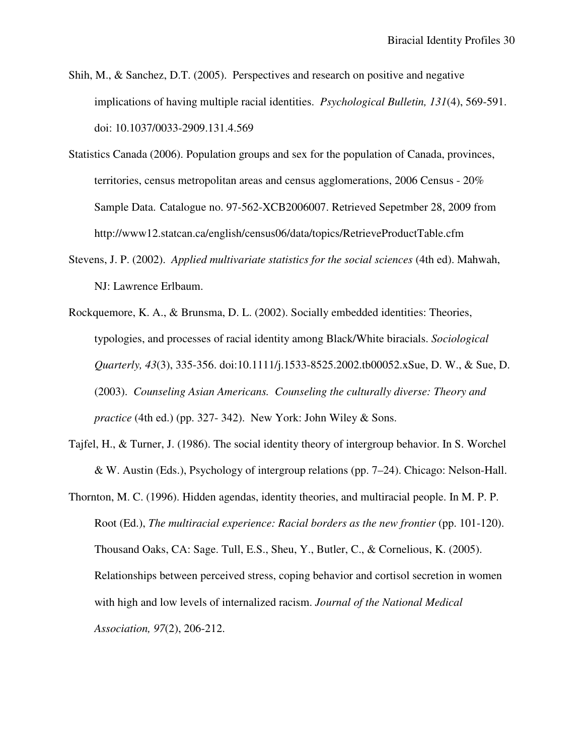Shih, M., & Sanchez, D.T. (2005). Perspectives and research on positive and negative implications of having multiple racial identities. *Psychological Bulletin, 131*(4), 569-591. doi: 10.1037/0033-2909.131.4.569

Statistics Canada (2006). Population groups and sex for the population of Canada, provinces, territories, census metropolitan areas and census agglomerations, 2006 Census - 20% Sample Data. Catalogue no. 97-562-XCB2006007. Retrieved Sepetmber 28, 2009 from http://www12.statcan.ca/english/census06/data/topics/RetrieveProductTable.cfm

Stevens, J. P. (2002). *Applied multivariate statistics for the social sciences* (4th ed). Mahwah, NJ: Lawrence Erlbaum.

Rockquemore, K. A., & Brunsma, D. L. (2002). Socially embedded identities: Theories, typologies, and processes of racial identity among Black/White biracials. *Sociological Quarterly, 43*(3), 335-356. doi:10.1111/j.1533-8525.2002.tb00052.xSue, D. W., & Sue, D. (2003). *Counseling Asian Americans. Counseling the culturally diverse: Theory and practice* (4th ed.) (pp. 327- 342). New York: John Wiley & Sons.

Tajfel, H., & Turner, J. (1986). The social identity theory of intergroup behavior. In S. Worchel & W. Austin (Eds.), Psychology of intergroup relations (pp. 7–24). Chicago: Nelson-Hall.

Thornton, M. C. (1996). Hidden agendas, identity theories, and multiracial people. In M. P. P. Root (Ed.), *The multiracial experience: Racial borders as the new frontier* (pp. 101-120). Thousand Oaks, CA: Sage. Tull, E.S., Sheu, Y., Butler, C., & Cornelious, K. (2005). Relationships between perceived stress, coping behavior and cortisol secretion in women with high and low levels of internalized racism. *Journal of the National Medical Association, 97*(2), 206-212.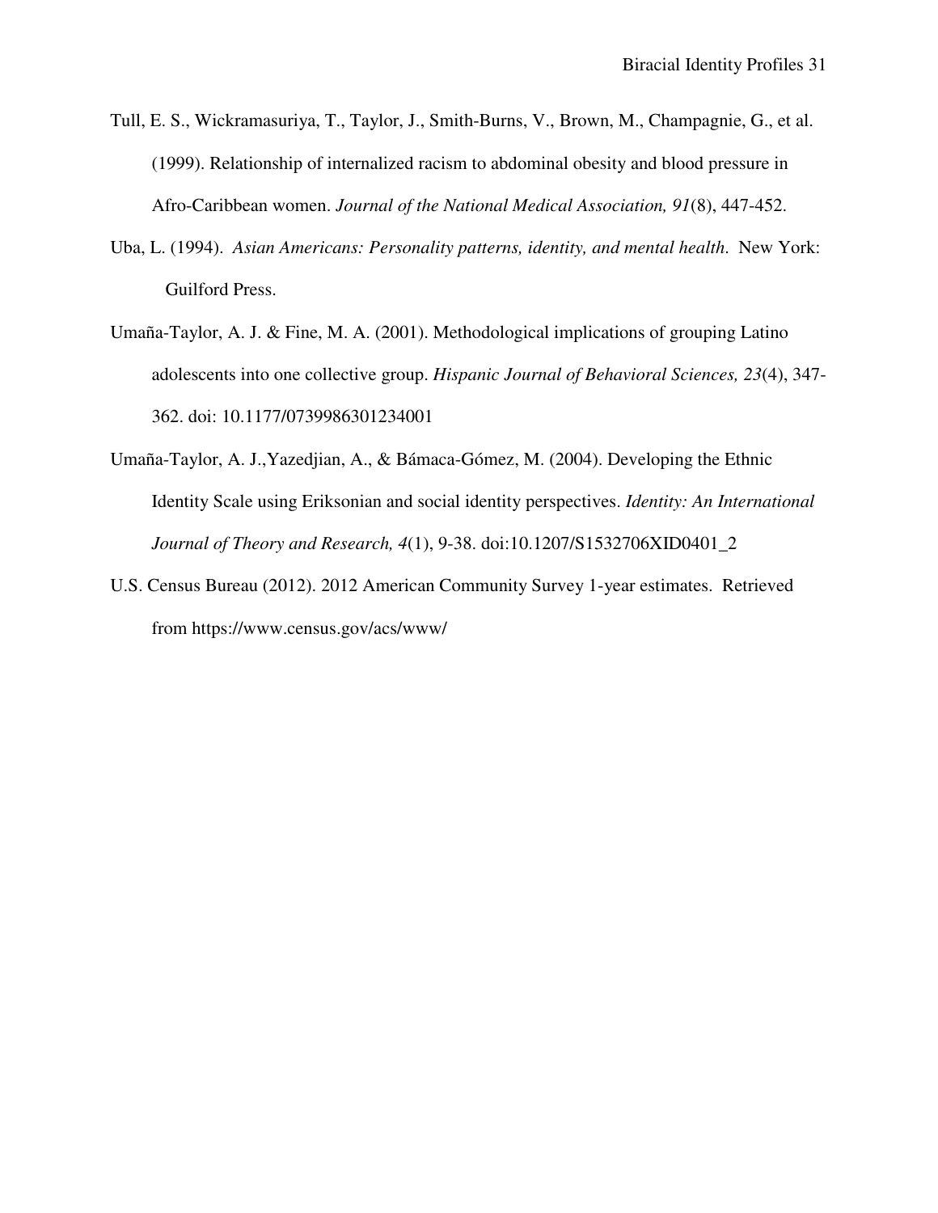Tull, E. S., Wickramasuriya, T., Taylor, J., Smith-Burns, V., Brown, M., Champagnie, G., et al. (1999). Relationship of internalized racism to abdominal obesity and blood pressure in Afro-Caribbean women. *Journal of the National Medical Association, 91*(8), 447-452.

Uba, L. (1994). *Asian Americans: Personality patterns, identity, and mental health*. New York: Guilford Press.

Umaña-Taylor, A. J. & Fine, M. A. (2001). Methodological implications of grouping Latino adolescents into one collective group. *Hispanic Journal of Behavioral Sciences, 23*(4), 347-362. doi: 10.1177/0739986301234001

Umaña-Taylor, A. J.,Yazedjian, A., & Bámaca-Gómez, M. (2004). Developing the Ethnic Identity Scale using Eriksonian and social identity perspectives. *Identity: An International Journal of Theory and Research, 4*(1), 9-38. doi:10.1207/S1532706XID0401_2

U.S. Census Bureau (2012). 2012 American Community Survey 1-year estimates. Retrieved from https://www.census.gov/acs/www/